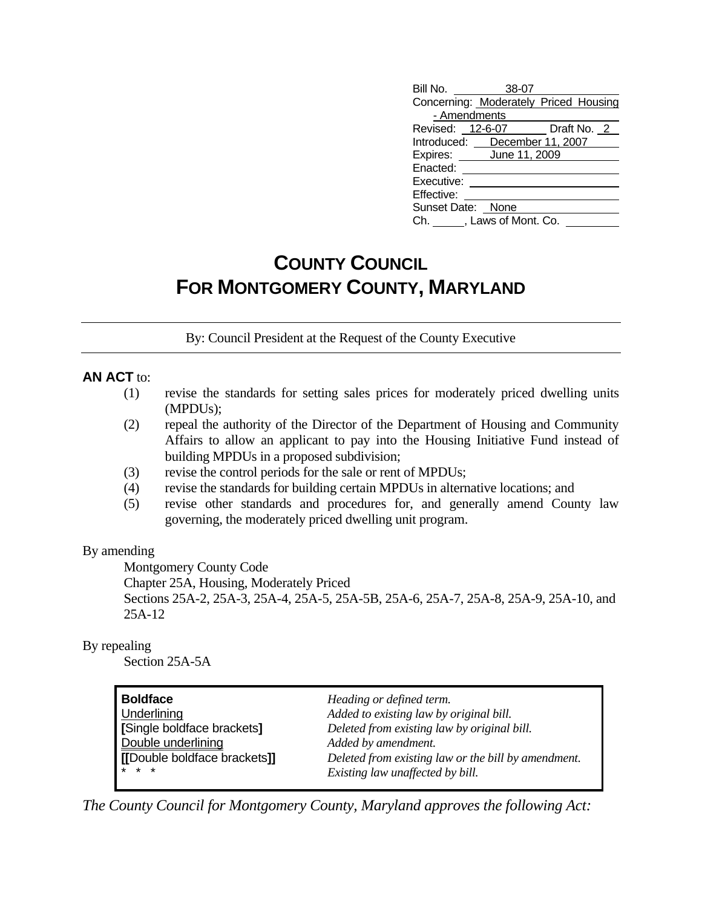| | |
|---|---|
| Bill No. | 38-07 |
| Concerning: | Moderately Priced Housing - Amendments |
| Revised: | 12-6-07 Draft No. 2 |
| Introduced: | December 11, 2007 |
| Expires: | June 11, 2009 |
| Enacted: | |
| Executive: | |
| Effective: | |
| Sunset Date: | None |
| Ch. ___, Laws of Mont. Co. | |

# COUNTY COUNCIL
# FOR MONTGOMERY COUNTY, MARYLAND

By: Council President at the Request of the County Executive

**AN ACT** to:

(1) revise the standards for setting sales prices for moderately priced dwelling units (MPDUs);
(2) repeal the authority of the Director of the Department of Housing and Community Affairs to allow an applicant to pay into the Housing Initiative Fund instead of building MPDUs in a proposed subdivision;
(3) revise the control periods for the sale or rent of MPDUs;
(4) revise the standards for building certain MPDUs in alternative locations; and
(5) revise other standards and procedures for, and generally amend County law governing, the moderately priced dwelling unit program.

By amending

Montgomery County Code
Chapter 25A, Housing, Moderately Priced
Sections 25A-2, 25A-3, 25A-4, 25A-5, 25A-5B, 25A-6, 25A-7, 25A-8, 25A-9, 25A-10, and 25A-12

By repealing

Section 25A-5A

| | |
|---|---|
| **Boldface** | *Heading or defined term.* |
| Underlining | *Added to existing law by original bill.* |
| **[**Single boldface brackets**]** | *Deleted from existing law by original bill.* |
| Double underlining | *Added by amendment.* |
| **[[**Double boldface brackets**]]** | *Deleted from existing law or the bill by amendment.* |
| * * * | *Existing law unaffected by bill.* |

*The County Council for Montgomery County, Maryland approves the following Act:*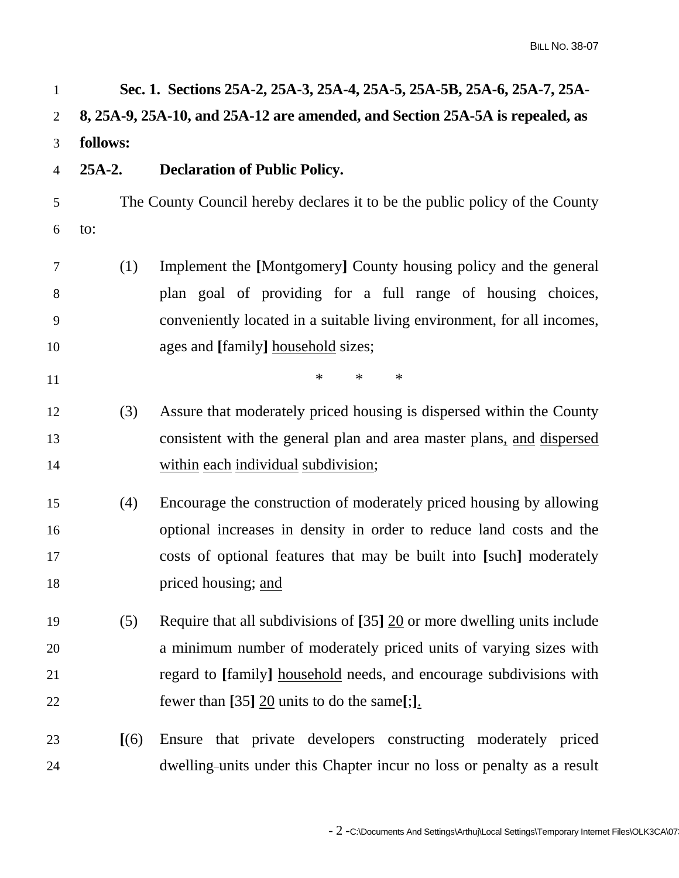**Sec. 1. Sections 25A-2, 25A-3, 25A-4, 25A-5, 25A-5B, 25A-6, 25A-7, 25A-8, 25A-9, 25A-10, and 25A-12 are amended, and Section 25A-5A is repealed, as follows:**

**25A-2. Declaration of Public Policy.**

The County Council hereby declares it to be the public policy of the County to:

(1) Implement the **[**Montgomery**]** County housing policy and the general plan goal of providing for a full range of housing choices, conveniently located in a suitable living environment, for all incomes, ages and **[**family**]** household sizes;

\* \* \*

(3) Assure that moderately priced housing is dispersed within the County consistent with the general plan and area master plans, and dispersed within each individual subdivision;

(4) Encourage the construction of moderately priced housing by allowing optional increases in density in order to reduce land costs and the costs of optional features that may be built into **[**such**]** moderately priced housing; and

(5) Require that all subdivisions of **[**35**]** 20 or more dwelling units include a minimum number of moderately priced units of varying sizes with regard to **[**family**]** household needs, and encourage subdivisions with fewer than **[**35**]** 20 units to do the same**[**;**]**.

**[**(6) Ensure that private developers constructing moderately priced dwelling units under this Chapter incur no loss or penalty as a result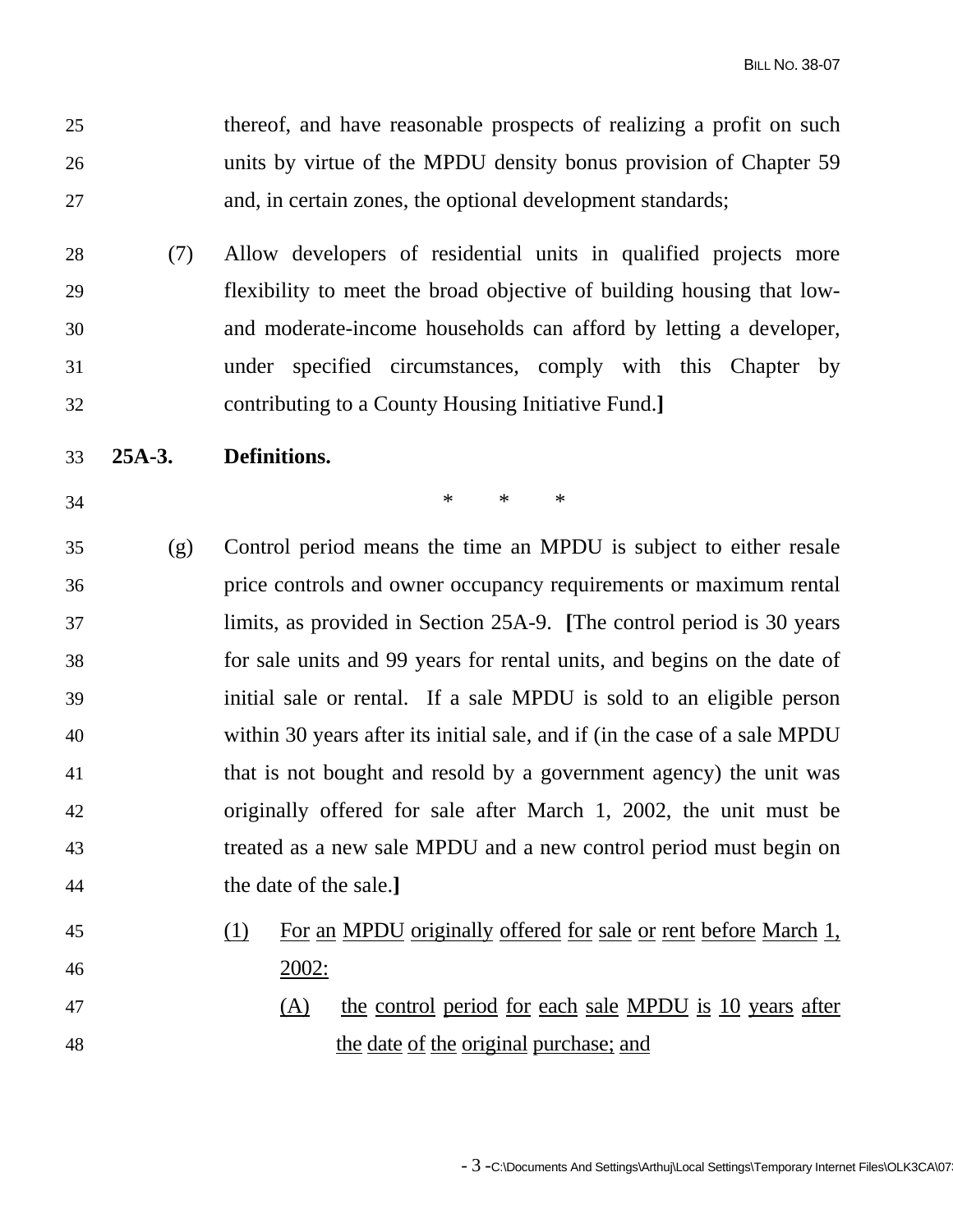thereof, and have reasonable prospects of realizing a profit on such units by virtue of the MPDU density bonus provision of Chapter 59 and, in certain zones, the optional development standards;

(7) Allow developers of residential units in qualified projects more flexibility to meet the broad objective of building housing that low- and moderate-income households can afford by letting a developer, under specified circumstances, comply with this Chapter by contributing to a County Housing Initiative Fund.**]**

**25A-3. Definitions.**

\* \* \*

(g) Control period means the time an MPDU is subject to either resale price controls and owner occupancy requirements or maximum rental limits, as provided in Section 25A-9. **[**The control period is 30 years for sale units and 99 years for rental units, and begins on the date of initial sale or rental. If a sale MPDU is sold to an eligible person within 30 years after its initial sale, and if (in the case of a sale MPDU that is not bought and resold by a government agency) the unit was originally offered for sale after March 1, 2002, the unit must be treated as a new sale MPDU and a new control period must begin on the date of the sale.**]**

<u>(1) For an MPDU originally offered for sale or rent before March 1, 2002:</u>

<u>(A) the control period for each sale MPDU is 10 years after the date of the original purchase; and</u>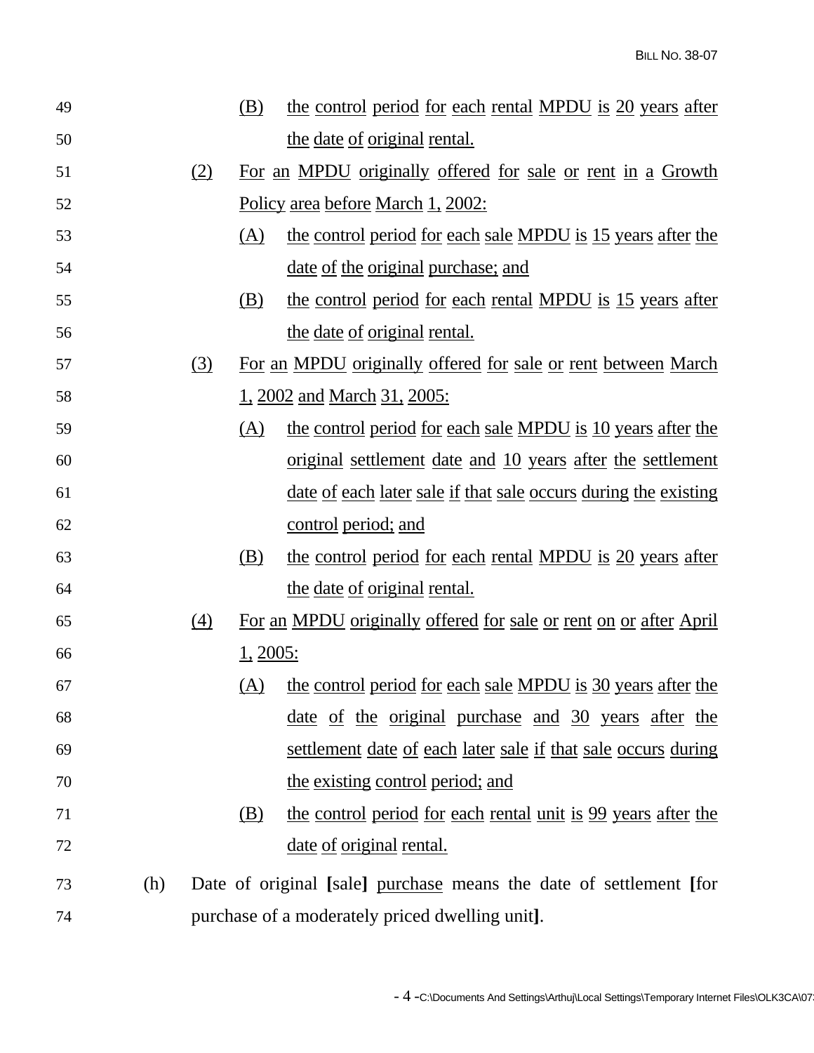(B) the control period for each rental MPDU is 20 years after the date of original rental.

(2) For an MPDU originally offered for sale or rent in a Growth Policy area before March 1, 2002:

(A) the control period for each sale MPDU is 15 years after the date of the original purchase; and

(B) the control period for each rental MPDU is 15 years after the date of original rental.

(3) For an MPDU originally offered for sale or rent between March 1, 2002 and March 31, 2005:

(A) the control period for each sale MPDU is 10 years after the original settlement date and 10 years after the settlement date of each later sale if that sale occurs during the existing control period; and

(B) the control period for each rental MPDU is 20 years after the date of original rental.

(4) For an MPDU originally offered for sale or rent on or after April 1, 2005:

(A) the control period for each sale MPDU is 30 years after the date of the original purchase and 30 years after the settlement date of each later sale if that sale occurs during the existing control period; and

(B) the control period for each rental unit is 99 years after the date of original rental.

(h) Date of original **[**sale**]** purchase means the date of settlement **[**for purchase of a moderately priced dwelling unit**]**.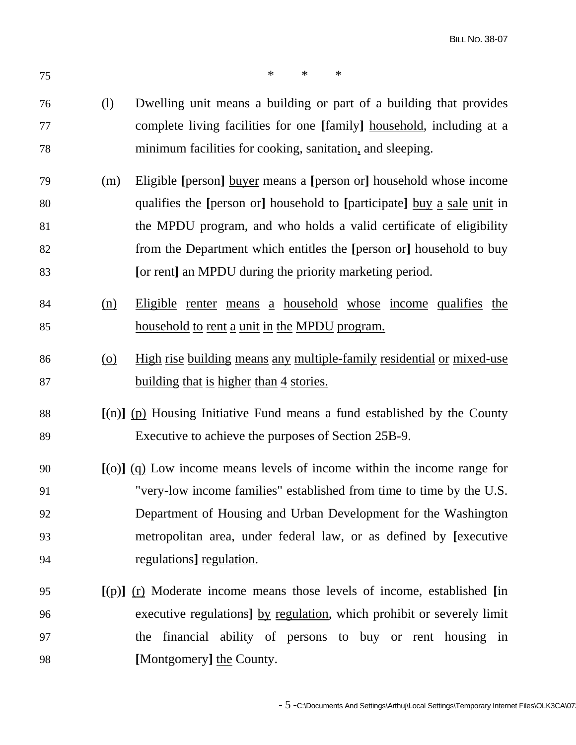\* \* \*

(l) Dwelling unit means a building or part of a building that provides complete living facilities for one **[**family**]** <u>household</u>, including at a minimum facilities for cooking, sanitation<u>,</u> and sleeping.

(m) Eligible **[**person**]** <u>buyer</u> means a **[**person or**]** household whose income qualifies the **[**person or**]** household to **[**participate**]** <u>buy a sale unit</u> in the MPDU program, and who holds a valid certificate of eligibility from the Department which entitles the **[**person or**]** household to buy **[**or rent**]** an MPDU during the priority marketing period.

<u>(n)</u> <u>Eligible renter means a household whose income qualifies the household to rent a unit in the MPDU program.</u>

<u>(o)</u> <u>High rise building means any multiple-family residential or mixed-use building that is higher than 4 stories.</u>

**[**(n)**]** <u>(p)</u> Housing Initiative Fund means a fund established by the County Executive to achieve the purposes of Section 25B-9.

**[**(o)**]** <u>(q)</u> Low income means levels of income within the income range for "very-low income families" established from time to time by the U.S. Department of Housing and Urban Development for the Washington metropolitan area, under federal law, or as defined by **[**executive regulations**]** <u>regulation</u>.

**[**(p)**]** <u>(r)</u> Moderate income means those levels of income, established **[**in executive regulations**]** <u>by regulation</u>, which prohibit or severely limit the financial ability of persons to buy or rent housing in **[**Montgomery**]** <u>the</u> County.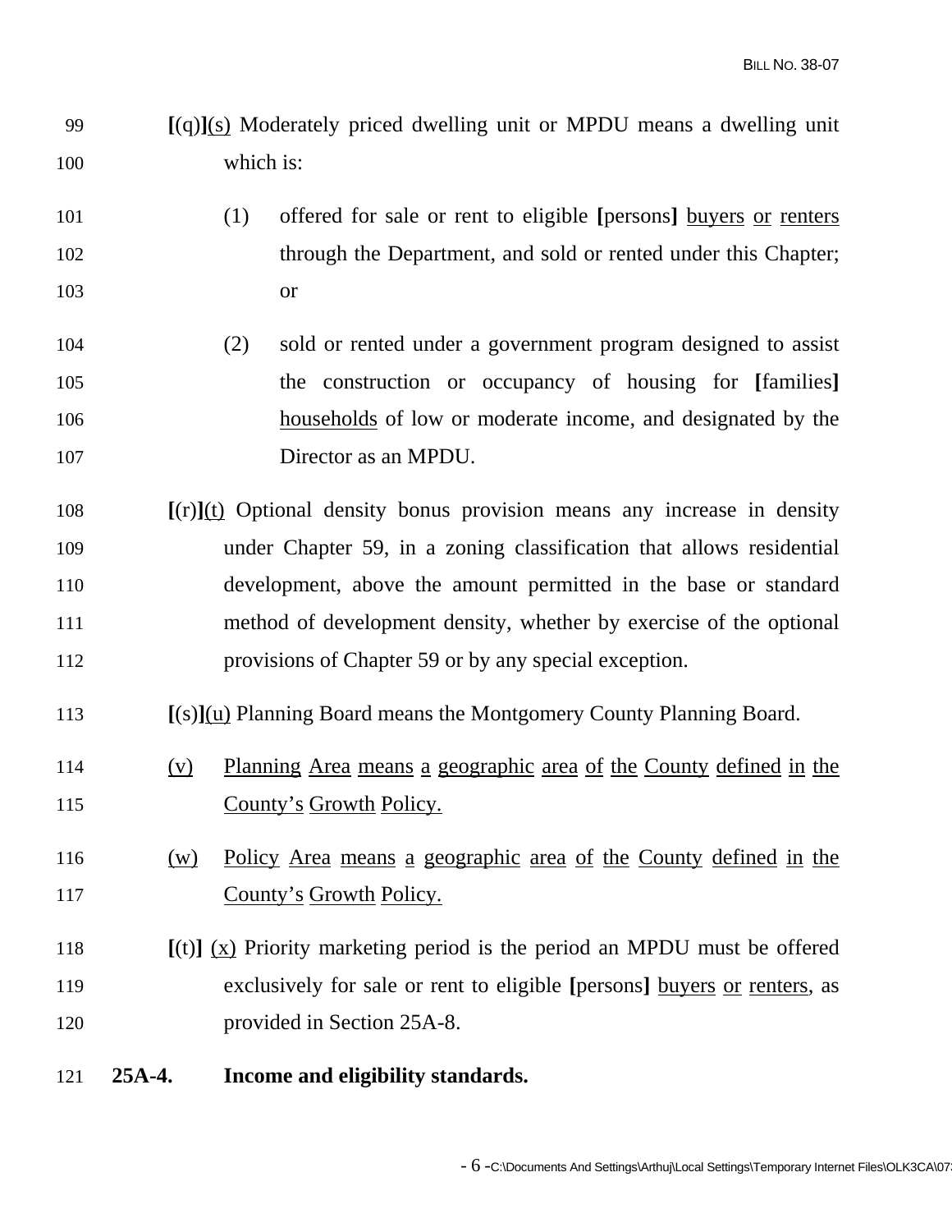[(q)]<u>(s)</u> Moderately priced dwelling unit or MPDU means a dwelling unit which is:

(1) offered for sale or rent to eligible **[**persons**]** <u>buyers</u> <u>or</u> <u>renters</u> through the Department, and sold or rented under this Chapter; or

(2) sold or rented under a government program designed to assist the construction or occupancy of housing for **[**families**]** <u>households</u> of low or moderate income, and designated by the Director as an MPDU.

**[**(r)**]**<u>(t)</u> Optional density bonus provision means any increase in density under Chapter 59, in a zoning classification that allows residential development, above the amount permitted in the base or standard method of development density, whether by exercise of the optional provisions of Chapter 59 or by any special exception.

**[**(s)**]**<u>(u)</u> Planning Board means the Montgomery County Planning Board.

<u>(v)</u> <u>Planning Area means a geographic area of the County defined in the County's Growth Policy.</u>

<u>(w)</u> <u>Policy Area means a geographic area of the County defined in the County's Growth Policy.</u>

**[**(t)**]** <u>(x)</u> Priority marketing period is the period an MPDU must be offered exclusively for sale or rent to eligible **[**persons**]** <u>buyers</u> <u>or</u> <u>renters</u>, as provided in Section 25A-8.

**25A-4. Income and eligibility standards.**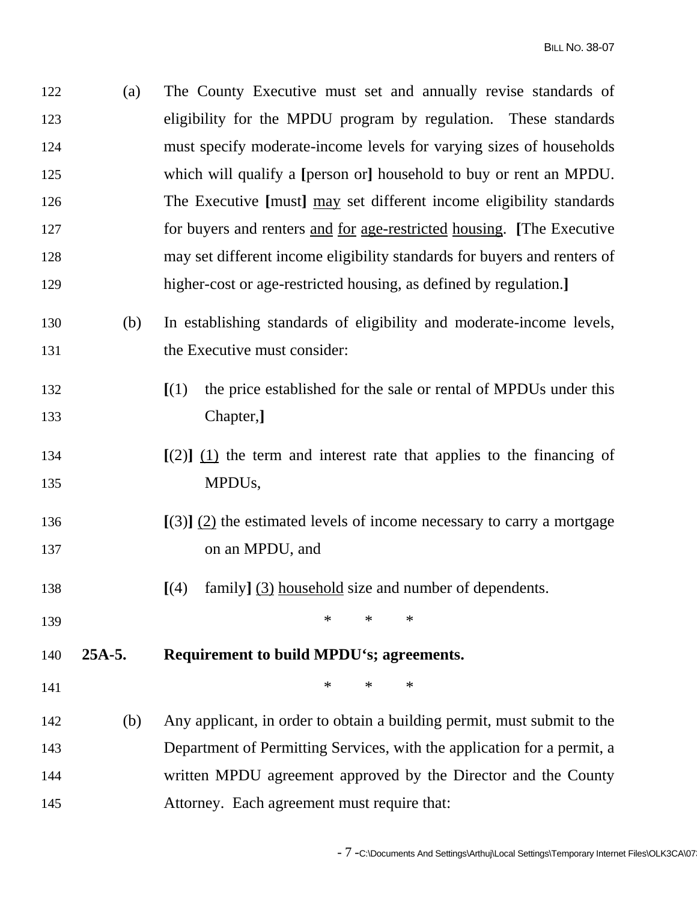(a) The County Executive must set and annually revise standards of eligibility for the MPDU program by regulation. These standards must specify moderate-income levels for varying sizes of households which will qualify a **[**person or**]** household to buy or rent an MPDU. The Executive **[**must**]** <u>may</u> set different income eligibility standards for buyers and renters <u>and</u> <u>for</u> <u>age-restricted</u> <u>housing</u>. **[**The Executive may set different income eligibility standards for buyers and renters of higher-cost or age-restricted housing, as defined by regulation.**]**

(b) In establishing standards of eligibility and moderate-income levels, the Executive must consider:

**[**(1) the price established for the sale or rental of MPDUs under this Chapter,**]**

**[**(2)**]** <u>(1)</u> the term and interest rate that applies to the financing of MPDUs,

**[**(3)**]** <u>(2)</u> the estimated levels of income necessary to carry a mortgage on an MPDU, and

**[**(4) family**]** <u>(3)</u> <u>household</u> size and number of dependents.

\* \* \*

**25A-5. Requirement to build MPDU's; agreements.**

\* \* \*

(b) Any applicant, in order to obtain a building permit, must submit to the Department of Permitting Services, with the application for a permit, a written MPDU agreement approved by the Director and the County Attorney. Each agreement must require that: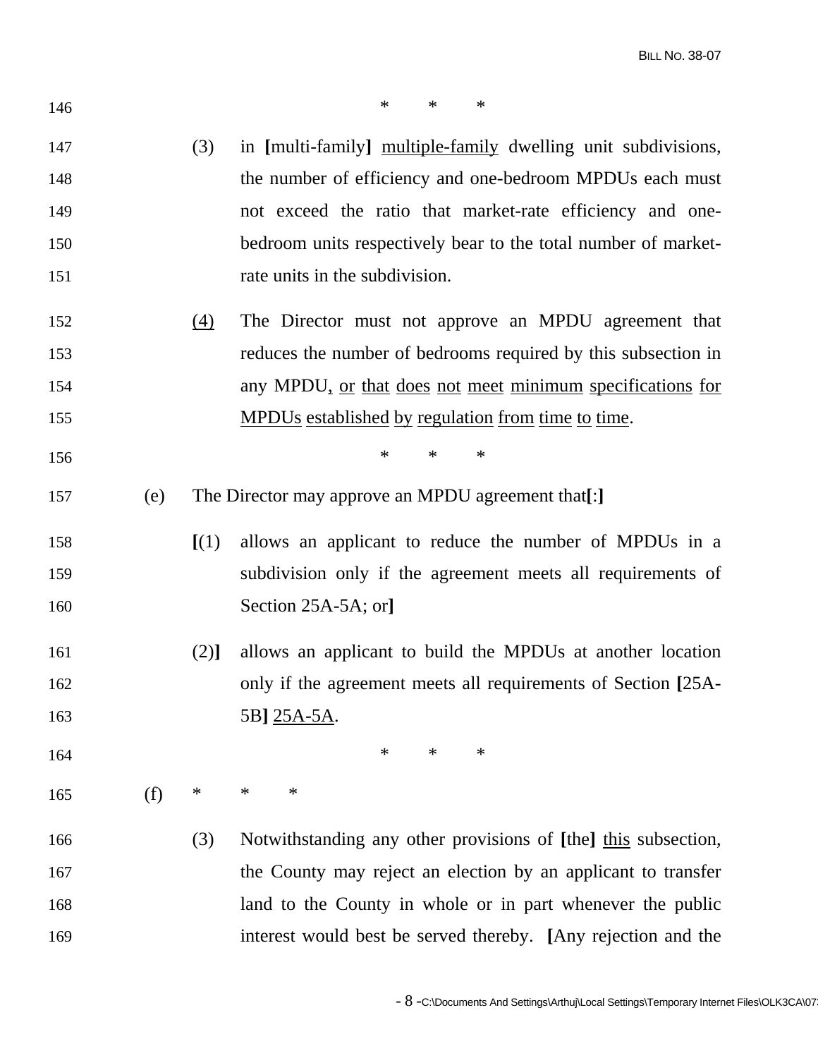146 * * *

147 (3) in **[**multi-family**]** <u>multiple-family</u> dwelling unit subdivisions,
148 the number of efficiency and one-bedroom MPDUs each must
149 not exceed the ratio that market-rate efficiency and one-
150 bedroom units respectively bear to the total number of market-
151 rate units in the subdivision.

152 <u>(4)</u> The Director must not approve an MPDU agreement that
153 reduces the number of bedrooms required by this subsection in
154 any MPDU<u>, or that does not meet minimum specifications for</u>
155 <u>MPDUs established by regulation from time to time</u>.

156 * * *

157 (e) The Director may approve an MPDU agreement that**[**:**]**

158 **[**(1) allows an applicant to reduce the number of MPDUs in a
159 subdivision only if the agreement meets all requirements of
160 Section 25A-5A; or**]**

161 (2)**]** allows an applicant to build the MPDUs at another location
162 only if the agreement meets all requirements of Section **[**25A-
163 5B**]** <u>25A-5A</u>.

164 * * *

165 (f) * * *

166 (3) Notwithstanding any other provisions of **[**the**]** <u>this</u> subsection,
167 the County may reject an election by an applicant to transfer
168 land to the County in whole or in part whenever the public
169 interest would best be served thereby. **[**Any rejection and the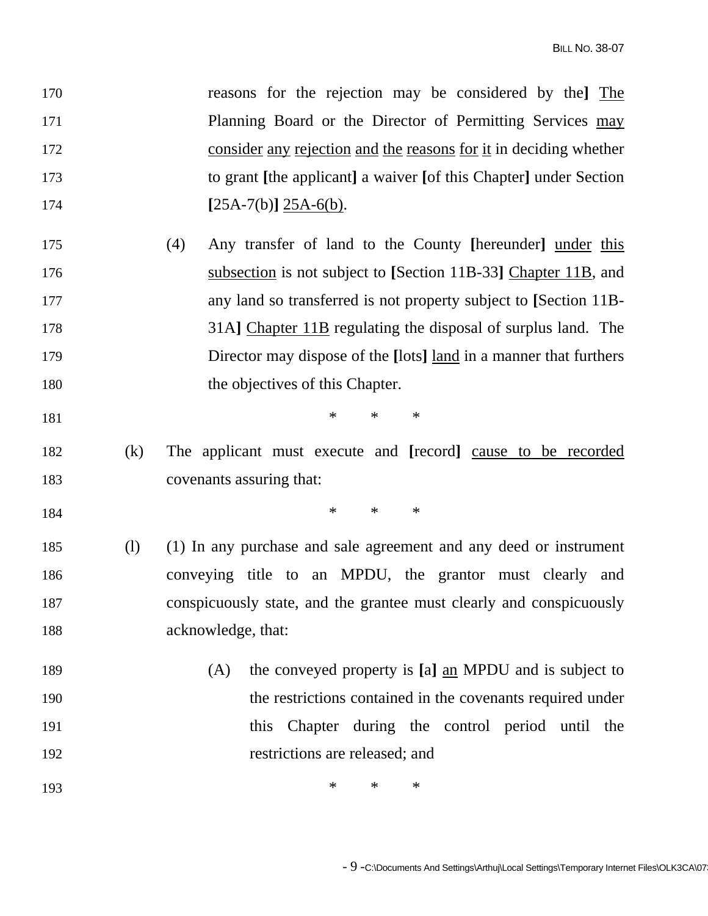reasons for the rejection may be considered by the**]** The Planning Board or the Director of Permitting Services may consider any rejection and the reasons for it in deciding whether to grant **[**the applicant**]** a waiver **[**of this Chapter**]** under Section **[**25A-7(b)**]** 25A-6(b).

(4) Any transfer of land to the County **[**hereunder**]** under this subsection is not subject to **[**Section 11B-33**]** Chapter 11B, and any land so transferred is not property subject to **[**Section 11B-31A**]** Chapter 11B regulating the disposal of surplus land. The Director may dispose of the **[**lots**]** land in a manner that furthers the objectives of this Chapter.

\* \* \*

(k) The applicant must execute and **[**record**]** cause to be recorded covenants assuring that:

\* \* \*

(l) (1) In any purchase and sale agreement and any deed or instrument conveying title to an MPDU, the grantor must clearly and conspicuously state, and the grantee must clearly and conspicuously acknowledge, that:

(A) the conveyed property is **[**a**]** an MPDU and is subject to the restrictions contained in the covenants required under this Chapter during the control period until the restrictions are released; and

\* \* \*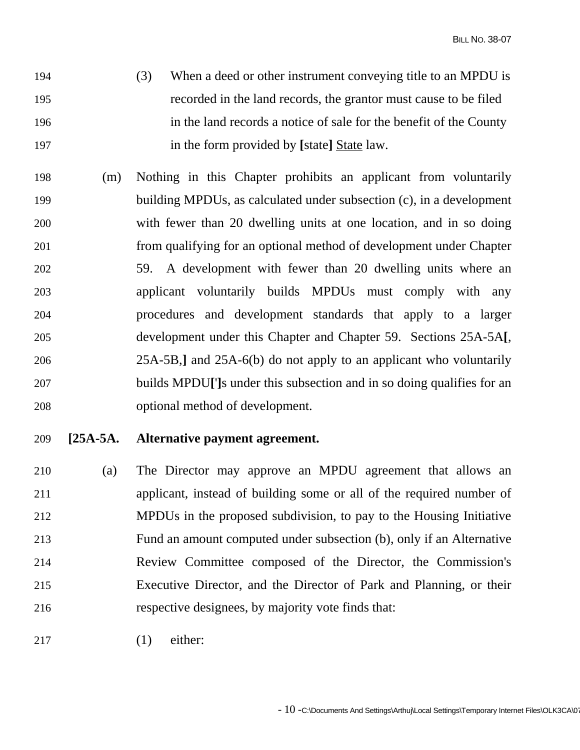194 (3) When a deed or other instrument conveying title to an MPDU is
195 recorded in the land records, the grantor must cause to be filed
196 in the land records a notice of sale for the benefit of the County
197 in the form provided by **[**state**]** <u>State</u> law.

198 (m) Nothing in this Chapter prohibits an applicant from voluntarily
199 building MPDUs, as calculated under subsection (c), in a development
200 with fewer than 20 dwelling units at one location, and in so doing
201 from qualifying for an optional method of development under Chapter
202 59. A development with fewer than 20 dwelling units where an
203 applicant voluntarily builds MPDUs must comply with any
204 procedures and development standards that apply to a larger
205 development under this Chapter and Chapter 59. Sections 25A-5A**[**,
206 25A-5B,**]** and 25A-6(b) do not apply to an applicant who voluntarily
207 builds MPDU**[']**s under this subsection and in so doing qualifies for an
208 optional method of development.

209 **[25A-5A. Alternative payment agreement.**

210 (a) The Director may approve an MPDU agreement that allows an
211 applicant, instead of building some or all of the required number of
212 MPDUs in the proposed subdivision, to pay to the Housing Initiative
213 Fund an amount computed under subsection (b), only if an Alternative
214 Review Committee composed of the Director, the Commission's
215 Executive Director, and the Director of Park and Planning, or their
216 respective designees, by majority vote finds that:

217 (1) either: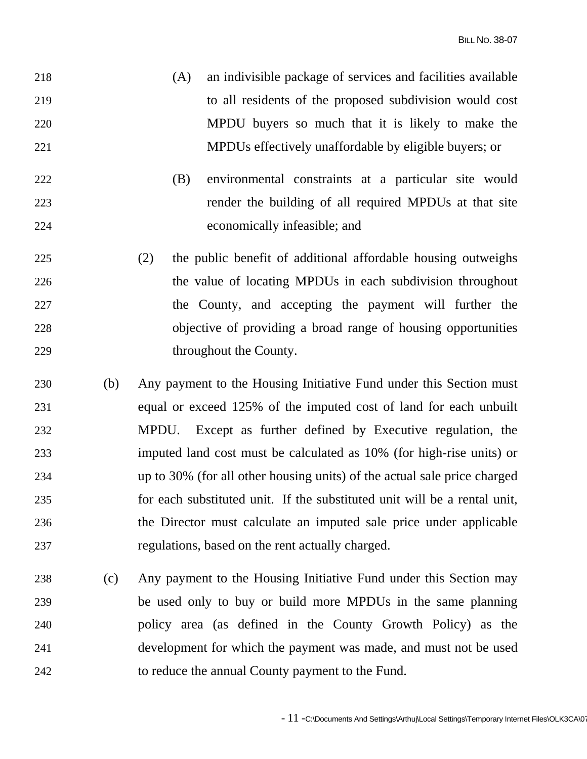(A) an indivisible package of services and facilities available to all residents of the proposed subdivision would cost MPDU buyers so much that it is likely to make the MPDUs effectively unaffordable by eligible buyers; or

(B) environmental constraints at a particular site would render the building of all required MPDUs at that site economically infeasible; and

(2) the public benefit of additional affordable housing outweighs the value of locating MPDUs in each subdivision throughout the County, and accepting the payment will further the objective of providing a broad range of housing opportunities throughout the County.

(b) Any payment to the Housing Initiative Fund under this Section must equal or exceed 125% of the imputed cost of land for each unbuilt MPDU. Except as further defined by Executive regulation, the imputed land cost must be calculated as 10% (for high-rise units) or up to 30% (for all other housing units) of the actual sale price charged for each substituted unit. If the substituted unit will be a rental unit, the Director must calculate an imputed sale price under applicable regulations, based on the rent actually charged.

(c) Any payment to the Housing Initiative Fund under this Section may be used only to buy or build more MPDUs in the same planning policy area (as defined in the County Growth Policy) as the development for which the payment was made, and must not be used to reduce the annual County payment to the Fund.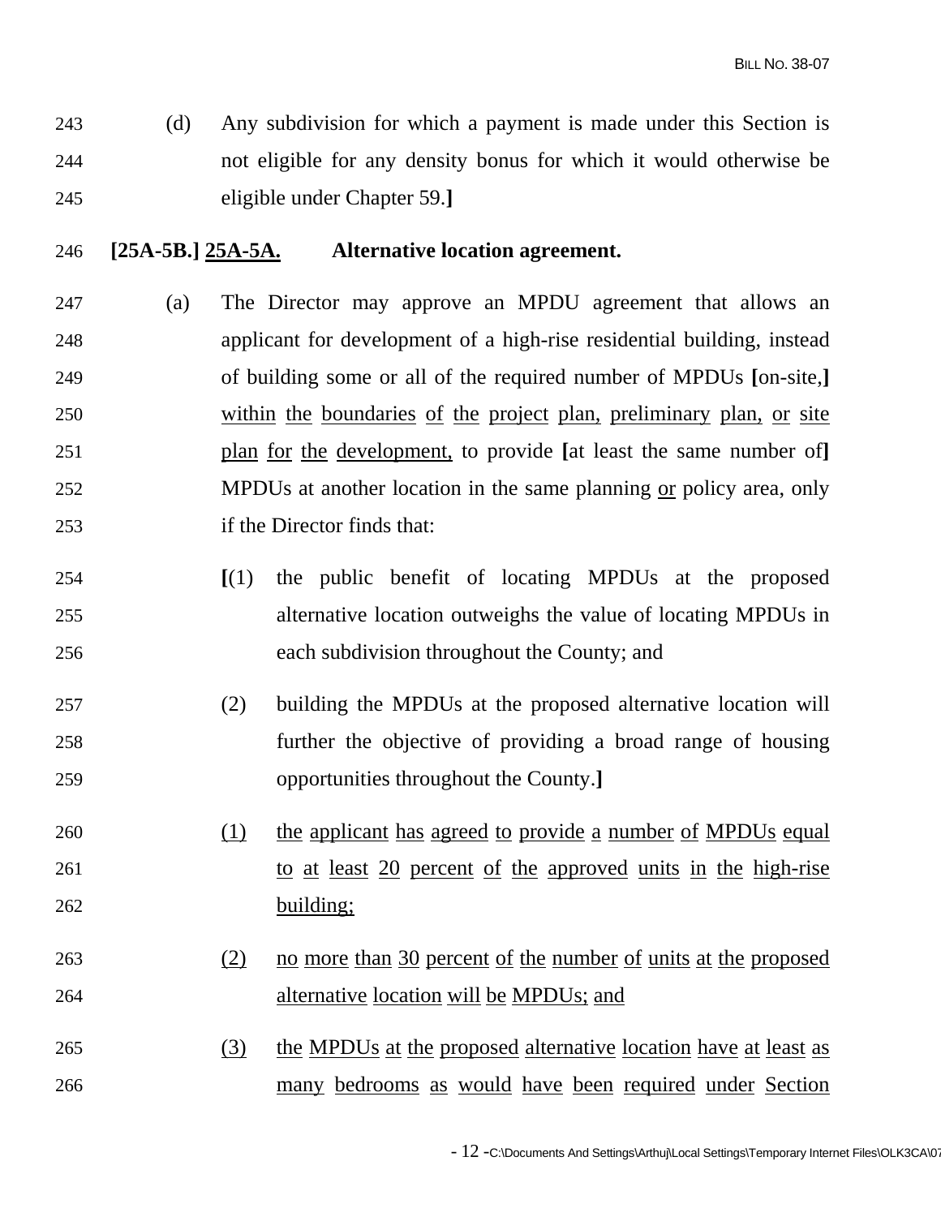(d) Any subdivision for which a payment is made under this Section is not eligible for any density bonus for which it would otherwise be eligible under Chapter 59.**]**

**[25A-5B.] <u>25A-5A.</u> Alternative location agreement.**

(a) The Director may approve an MPDU agreement that allows an applicant for development of a high-rise residential building, instead of building some or all of the required number of MPDUs **[**on-site,**]** <u>within the boundaries of the project plan, preliminary plan, or site plan for the development,</u> to provide **[**at least the same number of**]** MPDUs at another location in the same planning <u>or</u> policy area, only if the Director finds that:

**[**(1) the public benefit of locating MPDUs at the proposed alternative location outweighs the value of locating MPDUs in each subdivision throughout the County; and

(2) building the MPDUs at the proposed alternative location will further the objective of providing a broad range of housing opportunities throughout the County.**]**

<u>(1)</u> <u>the applicant has agreed to provide a number of MPDUs equal to at least 20 percent of the approved units in the high-rise building;</u>

<u>(2)</u> <u>no more than 30 percent of the number of units at the proposed alternative location will be MPDUs; and</u>

<u>(3)</u> <u>the MPDUs at the proposed alternative location have at least as many bedrooms as would have been required under Section</u>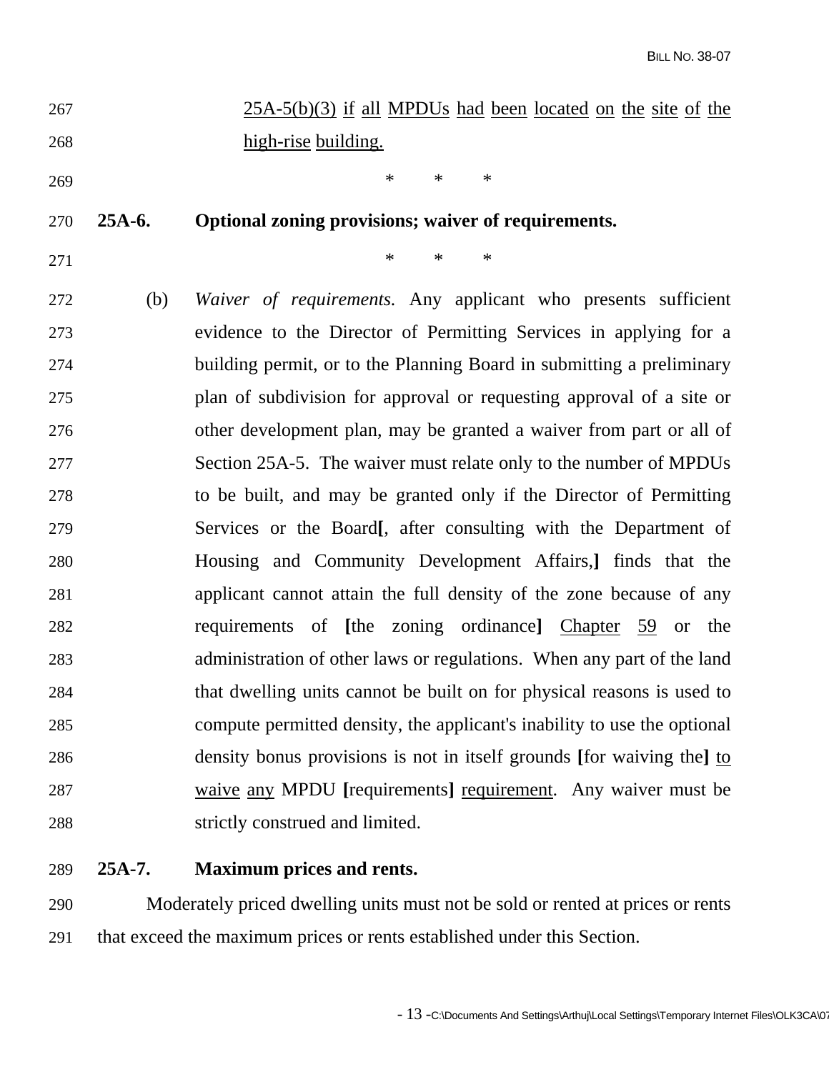25A-5(b)(3) if all MPDUs had been located on the site of the high-rise building.

\* \* \*

**25A-6. Optional zoning provisions; waiver of requirements.**

\* \* \*

(b) *Waiver of requirements.* Any applicant who presents sufficient evidence to the Director of Permitting Services in applying for a building permit, or to the Planning Board in submitting a preliminary plan of subdivision for approval or requesting approval of a site or other development plan, may be granted a waiver from part or all of Section 25A-5. The waiver must relate only to the number of MPDUs to be built, and may be granted only if the Director of Permitting Services or the Board**[**, after consulting with the Department of Housing and Community Development Affairs,**]** finds that the applicant cannot attain the full density of the zone because of any requirements of **[**the zoning ordinance**]** Chapter 59 or the administration of other laws or regulations. When any part of the land that dwelling units cannot be built on for physical reasons is used to compute permitted density, the applicant's inability to use the optional density bonus provisions is not in itself grounds **[**for waiving the**]** to waive any MPDU **[**requirements**]** requirement. Any waiver must be strictly construed and limited.

**25A-7. Maximum prices and rents.**

Moderately priced dwelling units must not be sold or rented at prices or rents that exceed the maximum prices or rents established under this Section.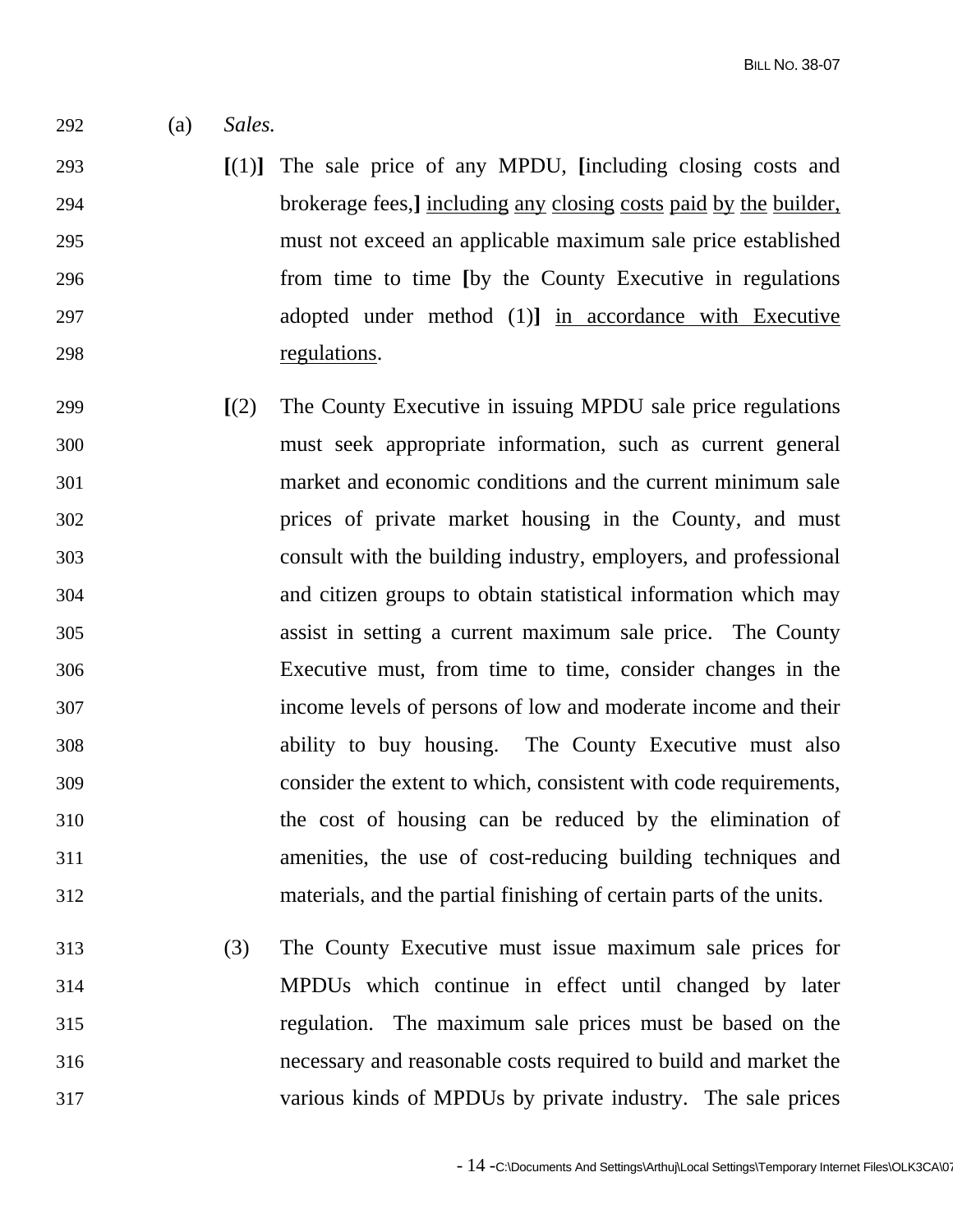(a) *Sales.*

[(1)] The sale price of any MPDU, [including closing costs and brokerage fees,] <u>including any closing costs paid by the builder,</u> must not exceed an applicable maximum sale price established from time to time [by the County Executive in regulations adopted under method (1)] <u>in accordance with Executive regulations</u>.

[(2) The County Executive in issuing MPDU sale price regulations must seek appropriate information, such as current general market and economic conditions and the current minimum sale prices of private market housing in the County, and must consult with the building industry, employers, and professional and citizen groups to obtain statistical information which may assist in setting a current maximum sale price. The County Executive must, from time to time, consider changes in the income levels of persons of low and moderate income and their ability to buy housing. The County Executive must also consider the extent to which, consistent with code requirements, the cost of housing can be reduced by the elimination of amenities, the use of cost-reducing building techniques and materials, and the partial finishing of certain parts of the units.

(3) The County Executive must issue maximum sale prices for MPDUs which continue in effect until changed by later regulation. The maximum sale prices must be based on the necessary and reasonable costs required to build and market the various kinds of MPDUs by private industry. The sale prices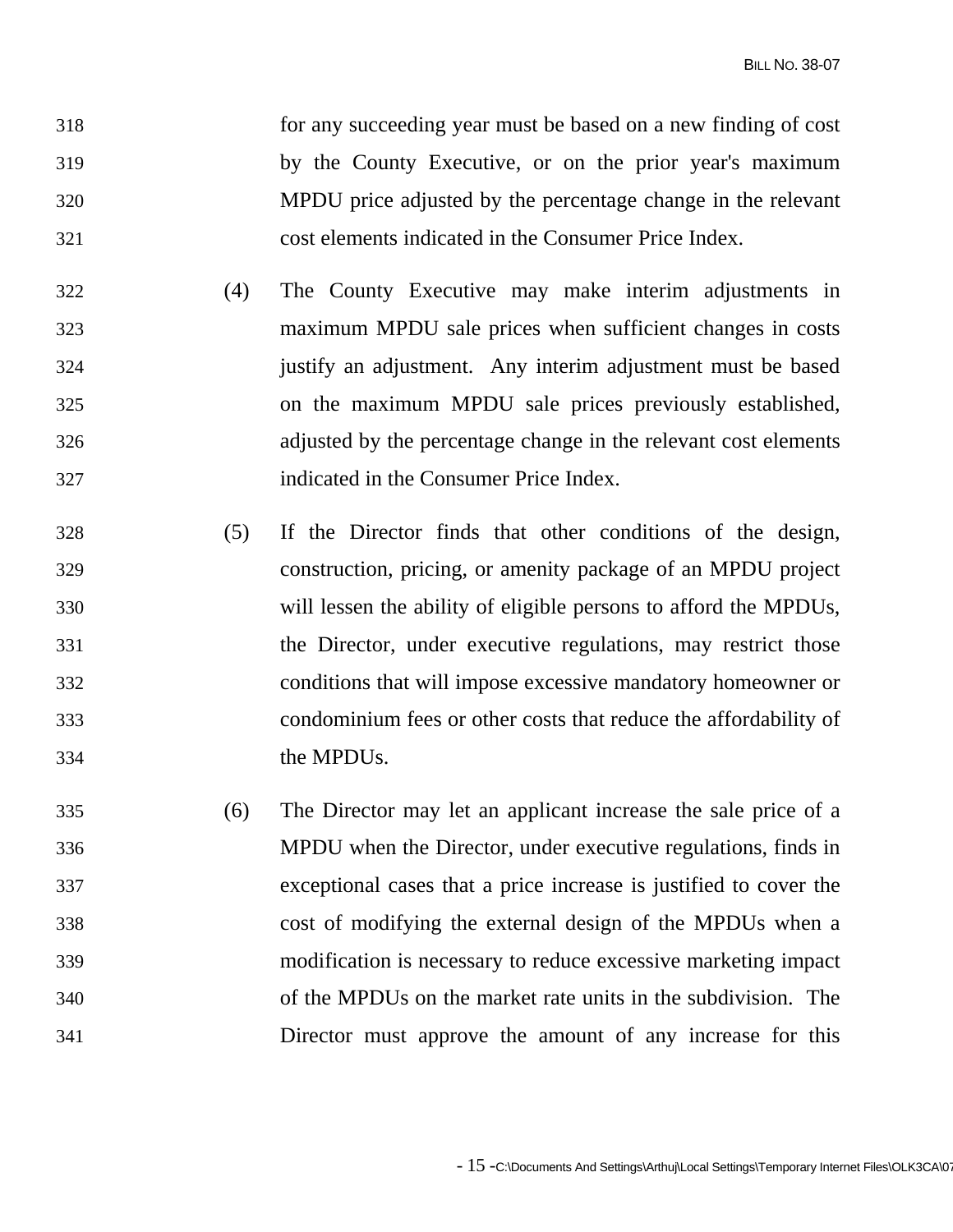for any succeeding year must be based on a new finding of cost by the County Executive, or on the prior year's maximum MPDU price adjusted by the percentage change in the relevant cost elements indicated in the Consumer Price Index.

(4) The County Executive may make interim adjustments in maximum MPDU sale prices when sufficient changes in costs justify an adjustment. Any interim adjustment must be based on the maximum MPDU sale prices previously established, adjusted by the percentage change in the relevant cost elements indicated in the Consumer Price Index.

(5) If the Director finds that other conditions of the design, construction, pricing, or amenity package of an MPDU project will lessen the ability of eligible persons to afford the MPDUs, the Director, under executive regulations, may restrict those conditions that will impose excessive mandatory homeowner or condominium fees or other costs that reduce the affordability of the MPDUs.

(6) The Director may let an applicant increase the sale price of a MPDU when the Director, under executive regulations, finds in exceptional cases that a price increase is justified to cover the cost of modifying the external design of the MPDUs when a modification is necessary to reduce excessive marketing impact of the MPDUs on the market rate units in the subdivision. The Director must approve the amount of any increase for this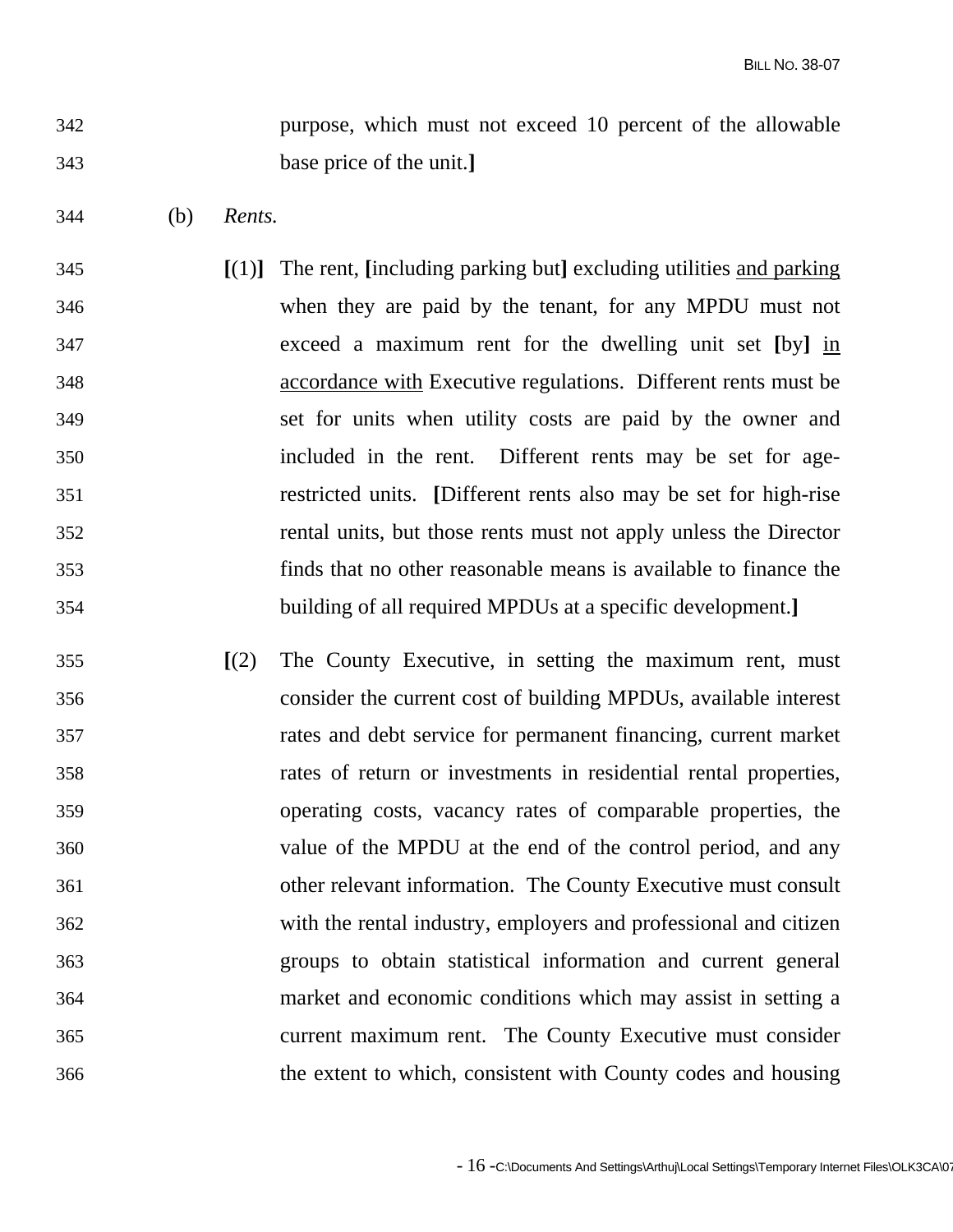purpose, which must not exceed 10 percent of the allowable base price of the unit.**]**

(b) *Rents.*

**[**(1)**]** The rent, **[**including parking but**]** excluding utilities <u>and parking</u> when they are paid by the tenant, for any MPDU must not exceed a maximum rent for the dwelling unit set **[**by**]** <u>in accordance with</u> Executive regulations. Different rents must be set for units when utility costs are paid by the owner and included in the rent. Different rents may be set for age-restricted units. **[**Different rents also may be set for high-rise rental units, but those rents must not apply unless the Director finds that no other reasonable means is available to finance the building of all required MPDUs at a specific development.**]**

**[**(2) The County Executive, in setting the maximum rent, must consider the current cost of building MPDUs, available interest rates and debt service for permanent financing, current market rates of return or investments in residential rental properties, operating costs, vacancy rates of comparable properties, the value of the MPDU at the end of the control period, and any other relevant information. The County Executive must consult with the rental industry, employers and professional and citizen groups to obtain statistical information and current general market and economic conditions which may assist in setting a current maximum rent. The County Executive must consider the extent to which, consistent with County codes and housing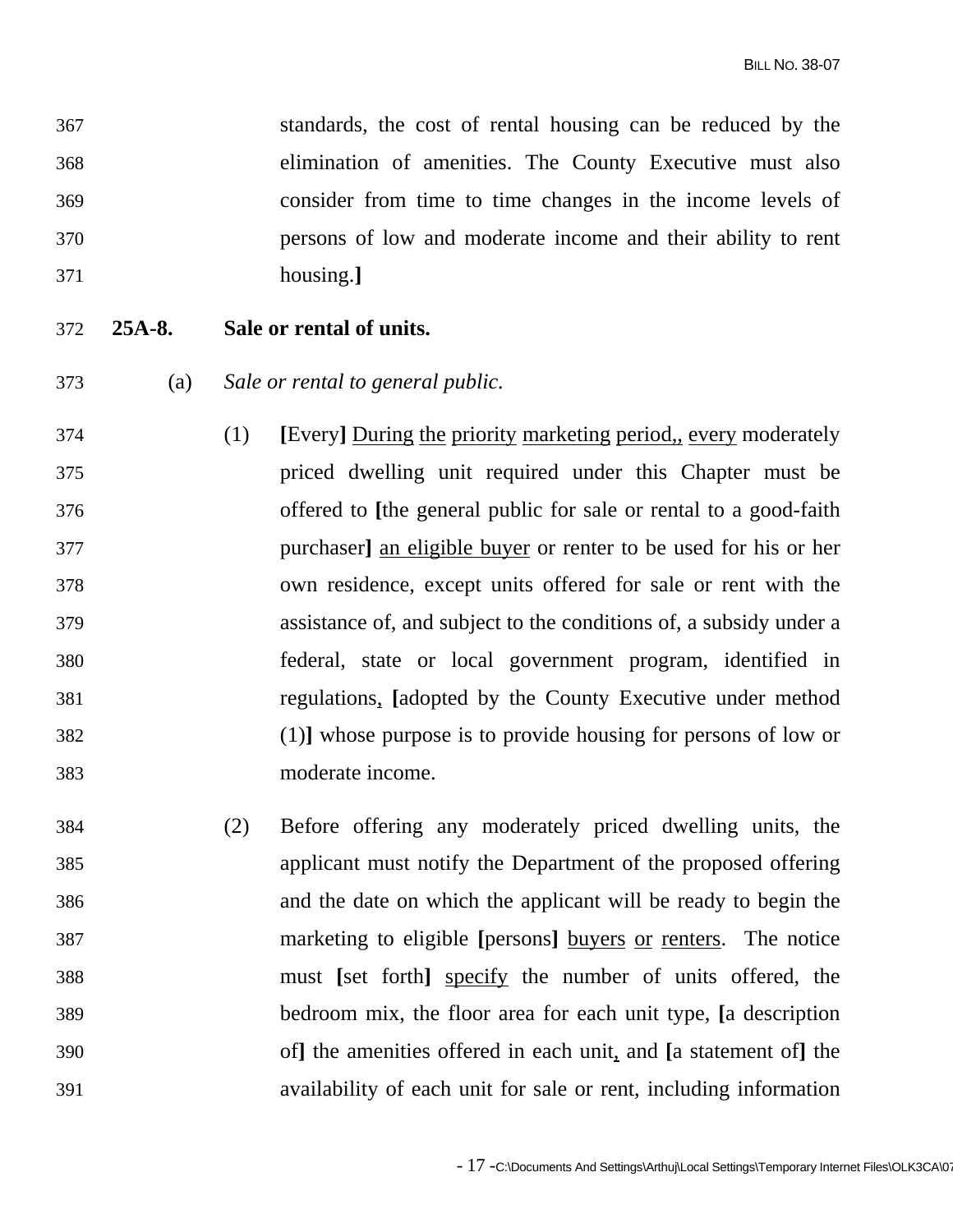standards, the cost of rental housing can be reduced by the elimination of amenities. The County Executive must also consider from time to time changes in the income levels of persons of low and moderate income and their ability to rent housing.**]**

**25A-8. Sale or rental of units.**

(a) *Sale or rental to general public.*

(1) **[**Every**]** <u>During the priority marketing period,, every</u> moderately priced dwelling unit required under this Chapter must be offered to **[**the general public for sale or rental to a good-faith purchaser**]** <u>an eligible buyer</u> or renter to be used for his or her own residence, except units offered for sale or rent with the assistance of, and subject to the conditions of, a subsidy under a federal, state or local government program, identified in regulations<u>,</u> **[**adopted by the County Executive under method (1)**]** whose purpose is to provide housing for persons of low or moderate income.

(2) Before offering any moderately priced dwelling units, the applicant must notify the Department of the proposed offering and the date on which the applicant will be ready to begin the marketing to eligible **[**persons**]** <u>buyers or renters</u>. The notice must **[**set forth**]** <u>specify</u> the number of units offered, the bedroom mix, the floor area for each unit type, **[**a description of**]** the amenities offered in each unit<u>,</u> and **[**a statement of**]** the availability of each unit for sale or rent, including information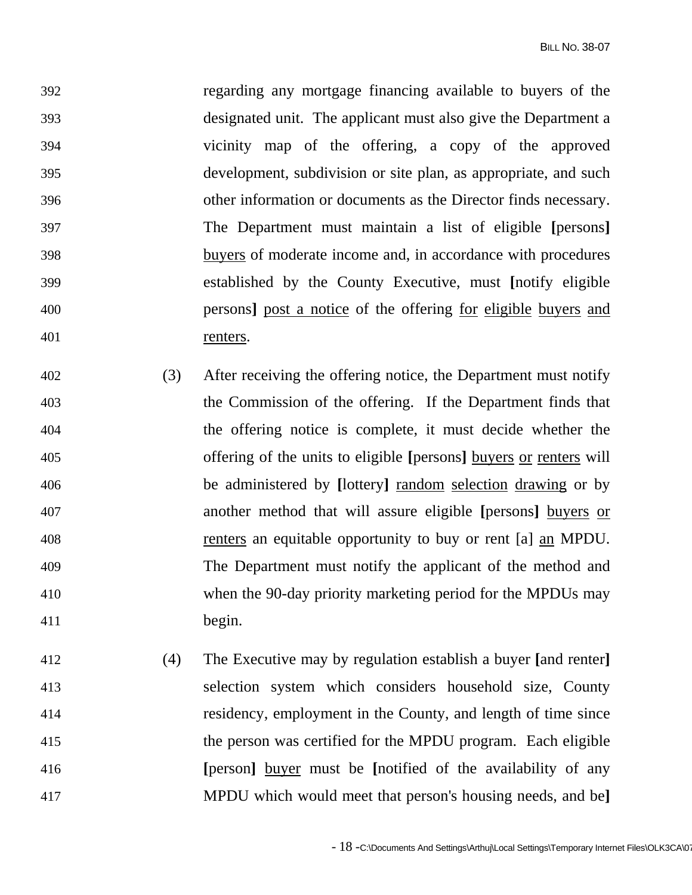392 regarding any mortgage financing available to buyers of the
393 designated unit. The applicant must also give the Department a
394 vicinity map of the offering, a copy of the approved
395 development, subdivision or site plan, as appropriate, and such
396 other information or documents as the Director finds necessary.
397 The Department must maintain a list of eligible **[**persons**]**
398 <u>buyers</u> of moderate income and, in accordance with procedures
399 established by the County Executive, must **[**notify eligible
400 persons**]** <u>post a notice</u> of the offering <u>for</u> <u>eligible</u> <u>buyers</u> <u>and</u>
401 <u>renters</u>.

402 (3) After receiving the offering notice, the Department must notify
403 the Commission of the offering. If the Department finds that
404 the offering notice is complete, it must decide whether the
405 offering of the units to eligible **[**persons**]** <u>buyers</u> <u>or</u> <u>renters</u> will
406 be administered by **[**lottery**]** <u>random</u> <u>selection</u> <u>drawing</u> or by
407 another method that will assure eligible **[**persons**]** <u>buyers</u> <u>or</u>
408 <u>renters</u> an equitable opportunity to buy or rent [a] <u>an</u> MPDU.
409 The Department must notify the applicant of the method and
410 when the 90-day priority marketing period for the MPDUs may
411 begin.

412 (4) The Executive may by regulation establish a buyer **[**and renter**]**
413 selection system which considers household size, County
414 residency, employment in the County, and length of time since
415 the person was certified for the MPDU program. Each eligible
416 **[**person**]** <u>buyer</u> must be **[**notified of the availability of any
417 MPDU which would meet that person's housing needs, and be**]**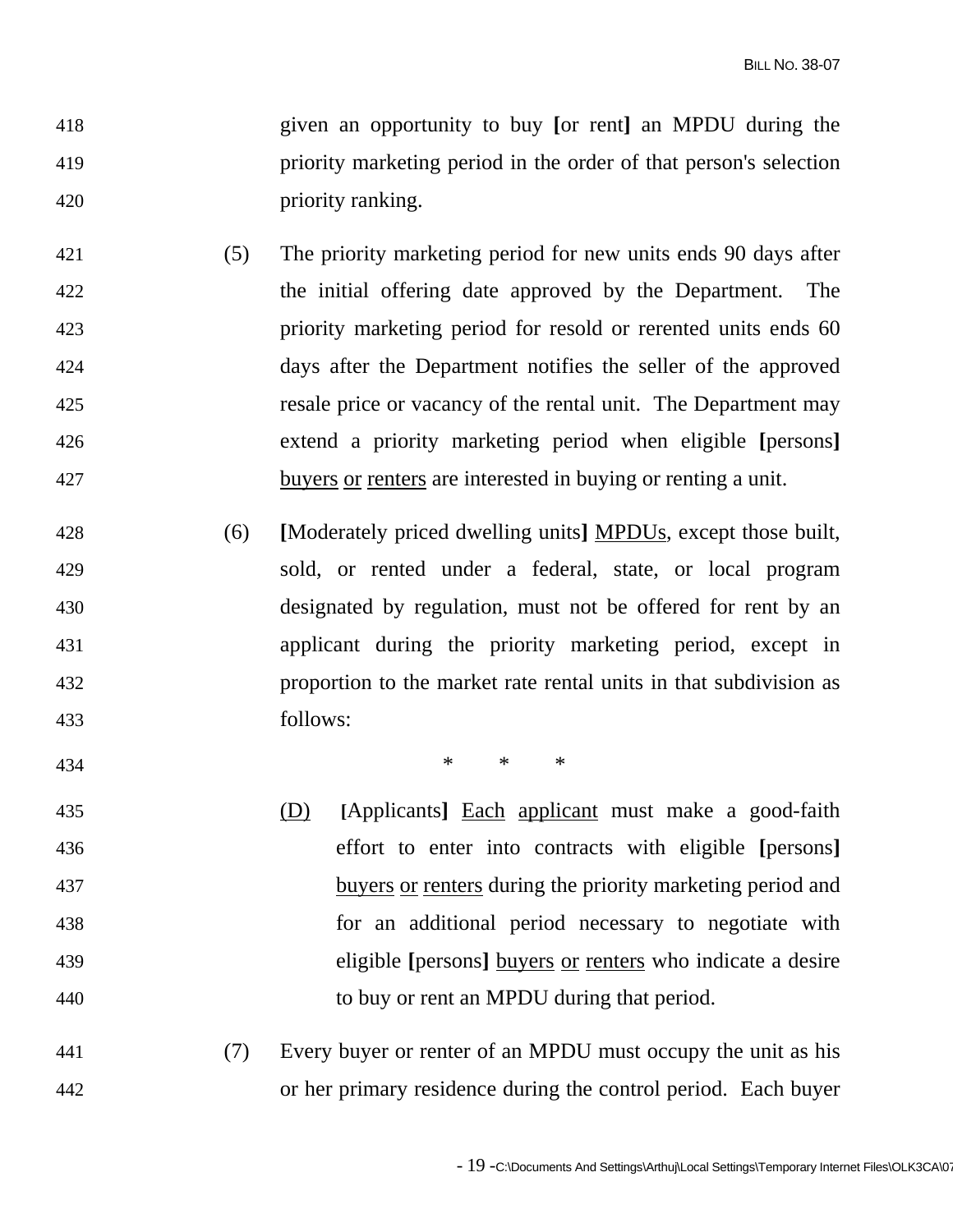given an opportunity to buy **[**or rent**]** an MPDU during the priority marketing period in the order of that person's selection priority ranking.

(5) The priority marketing period for new units ends 90 days after the initial offering date approved by the Department. The priority marketing period for resold or rerented units ends 60 days after the Department notifies the seller of the approved resale price or vacancy of the rental unit. The Department may extend a priority marketing period when eligible **[**persons**]** <u>buyers</u> <u>or</u> <u>renters</u> are interested in buying or renting a unit.

(6) **[**Moderately priced dwelling units**]** <u>MPDUs</u>, except those built, sold, or rented under a federal, state, or local program designated by regulation, must not be offered for rent by an applicant during the priority marketing period, except in proportion to the market rate rental units in that subdivision as follows:

\* \* \*

<u>(D)</u> **[**Applicants**]** <u>Each</u> <u>applicant</u> must make a good-faith effort to enter into contracts with eligible **[**persons**]** <u>buyers</u> <u>or</u> <u>renters</u> during the priority marketing period and for an additional period necessary to negotiate with eligible **[**persons**]** <u>buyers</u> <u>or</u> <u>renters</u> who indicate a desire to buy or rent an MPDU during that period.

(7) Every buyer or renter of an MPDU must occupy the unit as his or her primary residence during the control period. Each buyer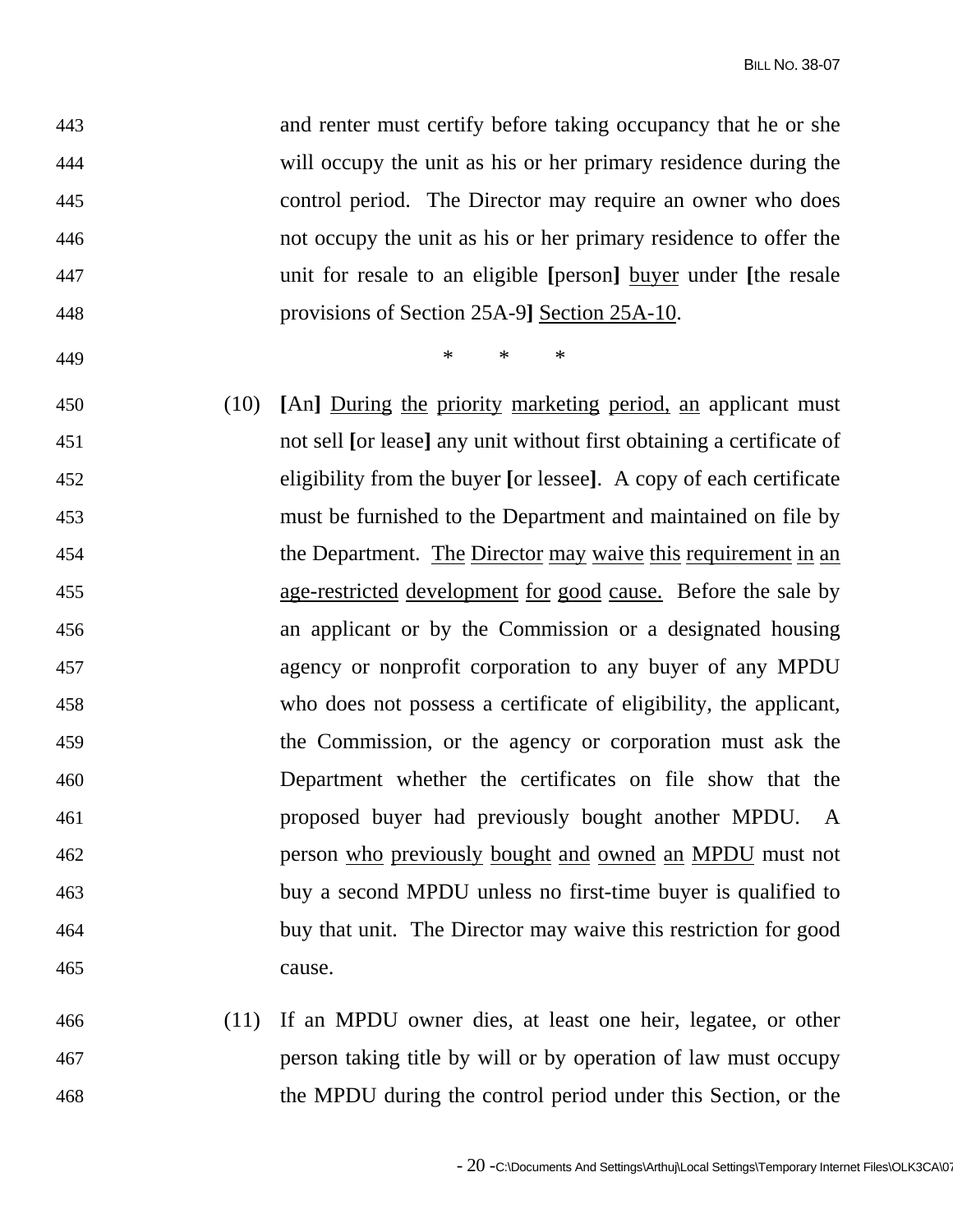and renter must certify before taking occupancy that he or she will occupy the unit as his or her primary residence during the control period. The Director may require an owner who does not occupy the unit as his or her primary residence to offer the unit for resale to an eligible **[**person**]** <u>buyer</u> under **[**the resale provisions of Section 25A-9**]** <u>Section 25A-10</u>.

\* \* \*

(10) **[**An**]** <u>During the priority marketing period, an</u> applicant must not sell **[**or lease**]** any unit without first obtaining a certificate of eligibility from the buyer **[**or lessee**]**. A copy of each certificate must be furnished to the Department and maintained on file by the Department. <u>The Director may waive this requirement in an age-restricted development for good cause.</u> Before the sale by an applicant or by the Commission or a designated housing agency or nonprofit corporation to any buyer of any MPDU who does not possess a certificate of eligibility, the applicant, the Commission, or the agency or corporation must ask the Department whether the certificates on file show that the proposed buyer had previously bought another MPDU. A person <u>who previously bought and owned an MPDU</u> must not buy a second MPDU unless no first-time buyer is qualified to buy that unit. The Director may waive this restriction for good cause.

(11) If an MPDU owner dies, at least one heir, legatee, or other person taking title by will or by operation of law must occupy the MPDU during the control period under this Section, or the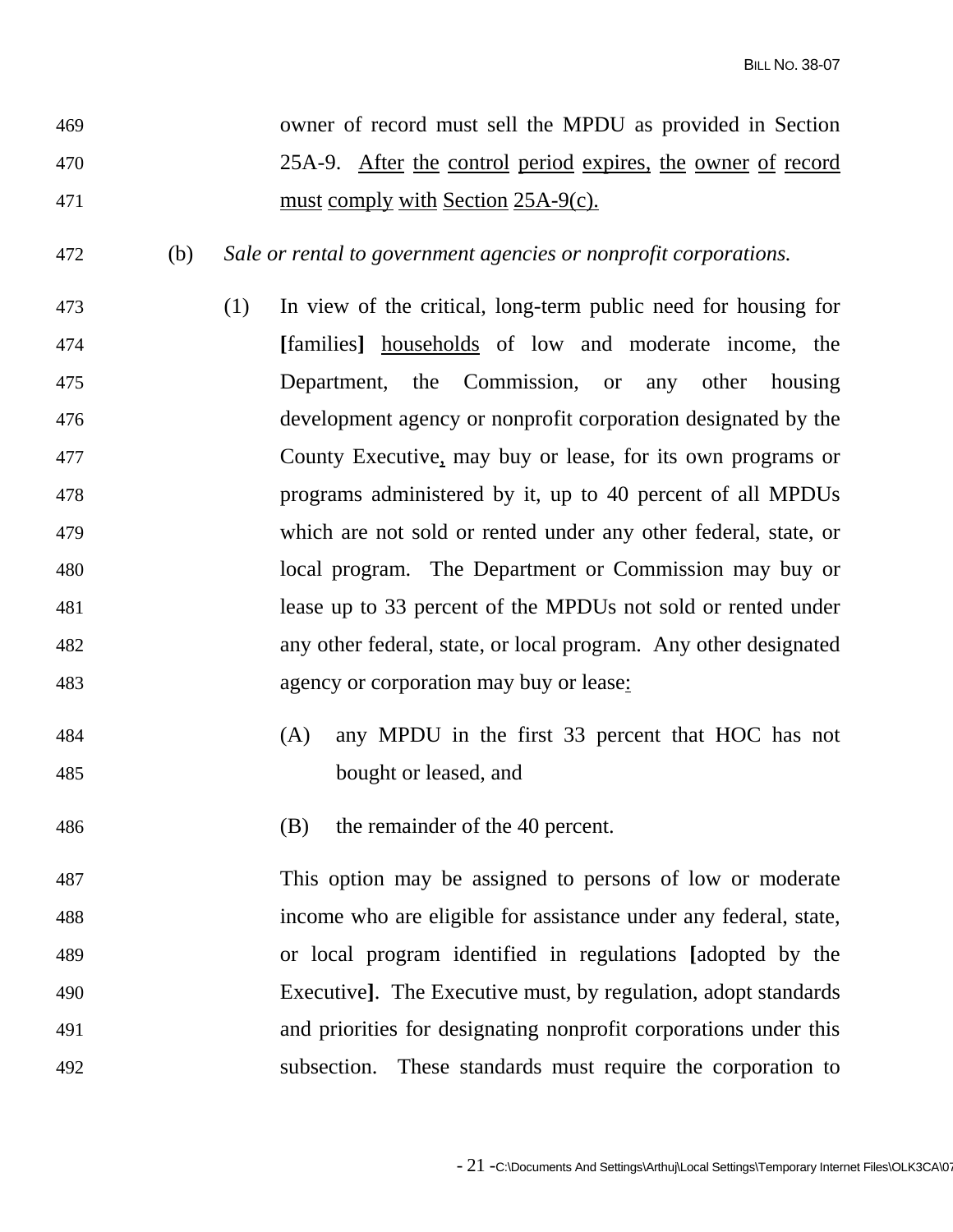owner of record must sell the MPDU as provided in Section 25A-9. After the control period expires, the owner of record must comply with Section 25A-9(c).

(b) *Sale or rental to government agencies or nonprofit corporations.*

(1) In view of the critical, long-term public need for housing for [families] households of low and moderate income, the Department, the Commission, or any other housing development agency or nonprofit corporation designated by the County Executive, may buy or lease, for its own programs or programs administered by it, up to 40 percent of all MPDUs which are not sold or rented under any other federal, state, or local program. The Department or Commission may buy or lease up to 33 percent of the MPDUs not sold or rented under any other federal, state, or local program. Any other designated agency or corporation may buy or lease:

(A) any MPDU in the first 33 percent that HOC has not bought or leased, and

(B) the remainder of the 40 percent.

This option may be assigned to persons of low or moderate income who are eligible for assistance under any federal, state, or local program identified in regulations [adopted by the Executive]. The Executive must, by regulation, adopt standards and priorities for designating nonprofit corporations under this subsection. These standards must require the corporation to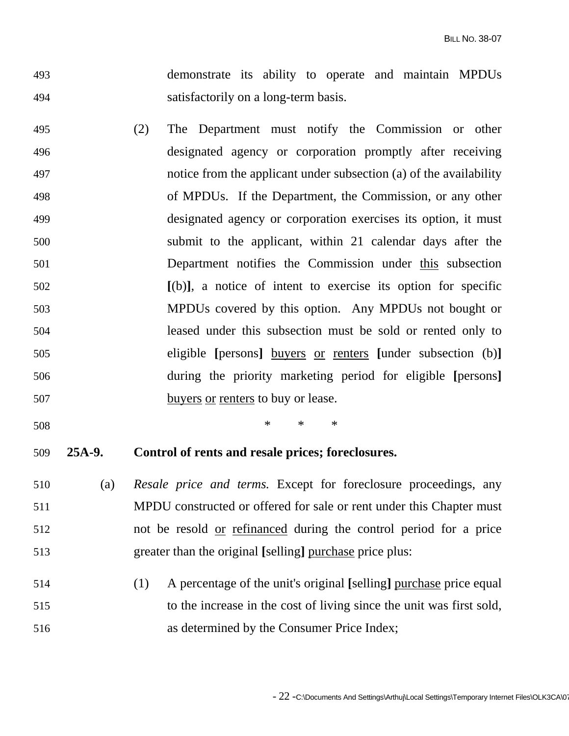demonstrate its ability to operate and maintain MPDUs satisfactorily on a long-term basis.

(2) The Department must notify the Commission or other designated agency or corporation promptly after receiving notice from the applicant under subsection (a) of the availability of MPDUs. If the Department, the Commission, or any other designated agency or corporation exercises its option, it must submit to the applicant, within 21 calendar days after the Department notifies the Commission under <u>this</u> subsection **[**(b)**]**, a notice of intent to exercise its option for specific MPDUs covered by this option. Any MPDUs not bought or leased under this subsection must be sold or rented only to eligible **[**persons**]** <u>buyers</u> <u>or</u> <u>renters</u> **[**under subsection (b)**]** during the priority marketing period for eligible **[**persons**]** <u>buyers</u> <u>or</u> <u>renters</u> to buy or lease.

\*     \*     \*

**25A-9. Control of rents and resale prices; foreclosures.**

(a) *Resale price and terms.* Except for foreclosure proceedings, any MPDU constructed or offered for sale or rent under this Chapter must not be resold <u>or</u> <u>refinanced</u> during the control period for a price greater than the original **[**selling**]** <u>purchase</u> price plus:

(1) A percentage of the unit's original **[**selling**]** <u>purchase</u> price equal to the increase in the cost of living since the unit was first sold, as determined by the Consumer Price Index;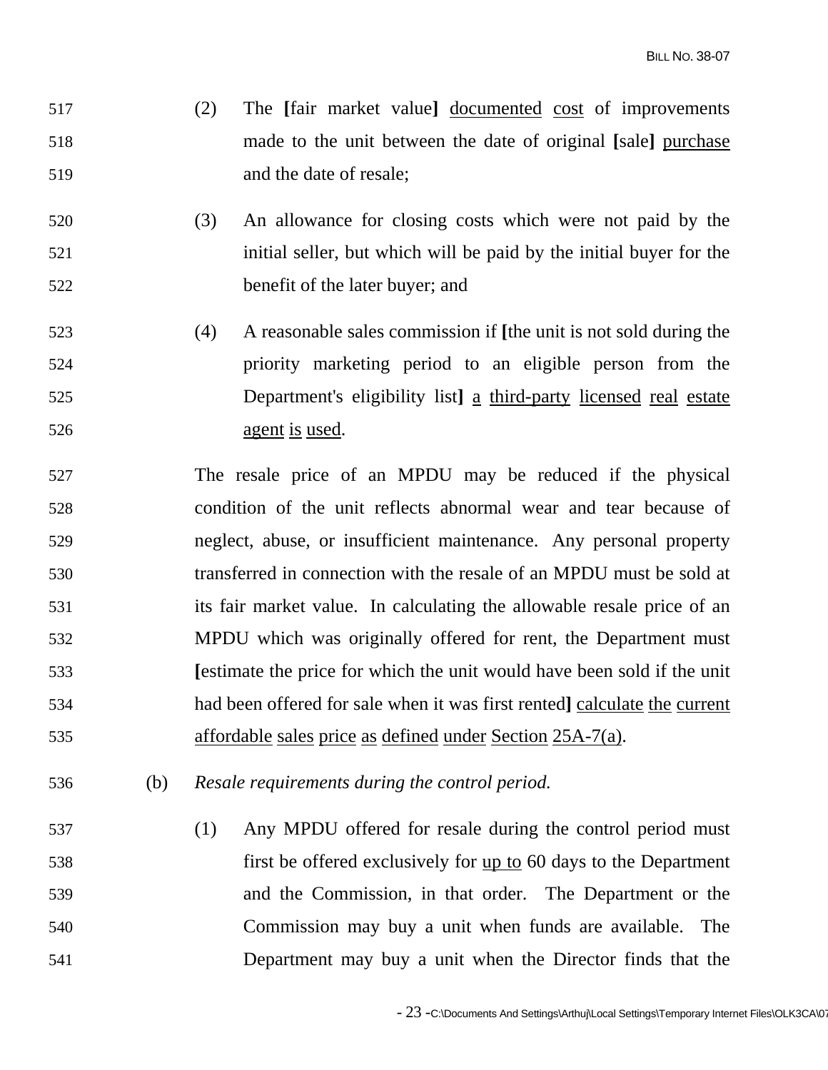(2) The **[**fair market value**]** <u>documented cost</u> of improvements made to the unit between the date of original **[**sale**]** <u>purchase</u> and the date of resale;

(3) An allowance for closing costs which were not paid by the initial seller, but which will be paid by the initial buyer for the benefit of the later buyer; and

(4) A reasonable sales commission if **[**the unit is not sold during the priority marketing period to an eligible person from the Department's eligibility list**]** <u>a third-party licensed real estate agent is used</u>.

The resale price of an MPDU may be reduced if the physical condition of the unit reflects abnormal wear and tear because of neglect, abuse, or insufficient maintenance. Any personal property transferred in connection with the resale of an MPDU must be sold at its fair market value. In calculating the allowable resale price of an MPDU which was originally offered for rent, the Department must **[**estimate the price for which the unit would have been sold if the unit had been offered for sale when it was first rented**]** <u>calculate the current affordable sales price as defined under Section 25A-7(a)</u>.

(b) *Resale requirements during the control period.*

(1) Any MPDU offered for resale during the control period must first be offered exclusively for <u>up to</u> 60 days to the Department and the Commission, in that order. The Department or the Commission may buy a unit when funds are available. The Department may buy a unit when the Director finds that the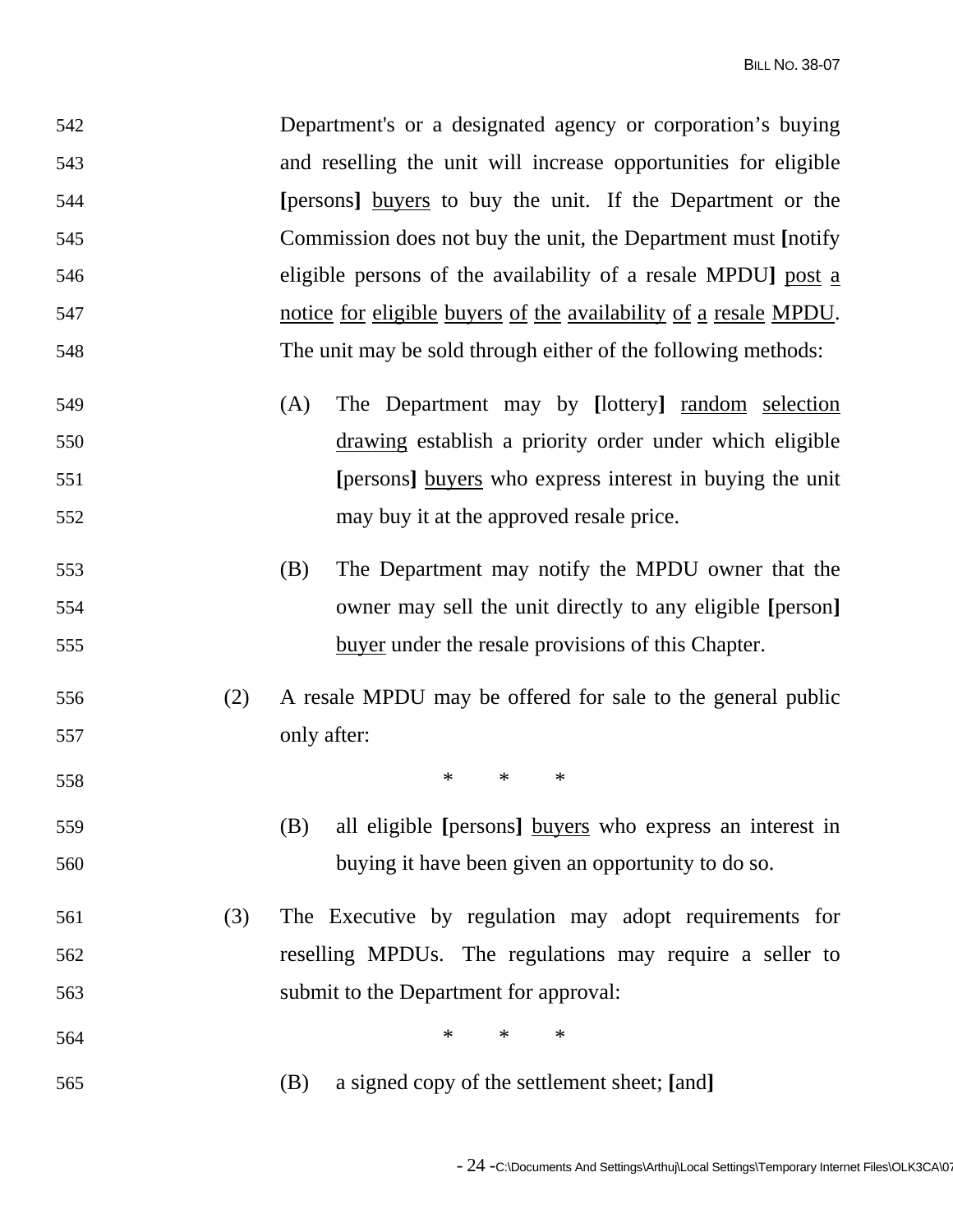Department's or a designated agency or corporation's buying and reselling the unit will increase opportunities for eligible **[**persons**]** <u>buyers</u> to buy the unit. If the Department or the Commission does not buy the unit, the Department must **[**notify eligible persons of the availability of a resale MPDU**]** <u>post a notice for eligible buyers of the availability of a resale MPDU</u>. The unit may be sold through either of the following methods:

(A) The Department may by **[**lottery**]** <u>random selection drawing</u> establish a priority order under which eligible **[**persons**]** <u>buyers</u> who express interest in buying the unit may buy it at the approved resale price.

(B) The Department may notify the MPDU owner that the owner may sell the unit directly to any eligible **[**person**]** <u>buyer</u> under the resale provisions of this Chapter.

(2) A resale MPDU may be offered for sale to the general public only after:

\* \* \*

(B) all eligible **[**persons**]** <u>buyers</u> who express an interest in buying it have been given an opportunity to do so.

(3) The Executive by regulation may adopt requirements for reselling MPDUs. The regulations may require a seller to submit to the Department for approval:

\* \* \*

(B) a signed copy of the settlement sheet; **[**and**]**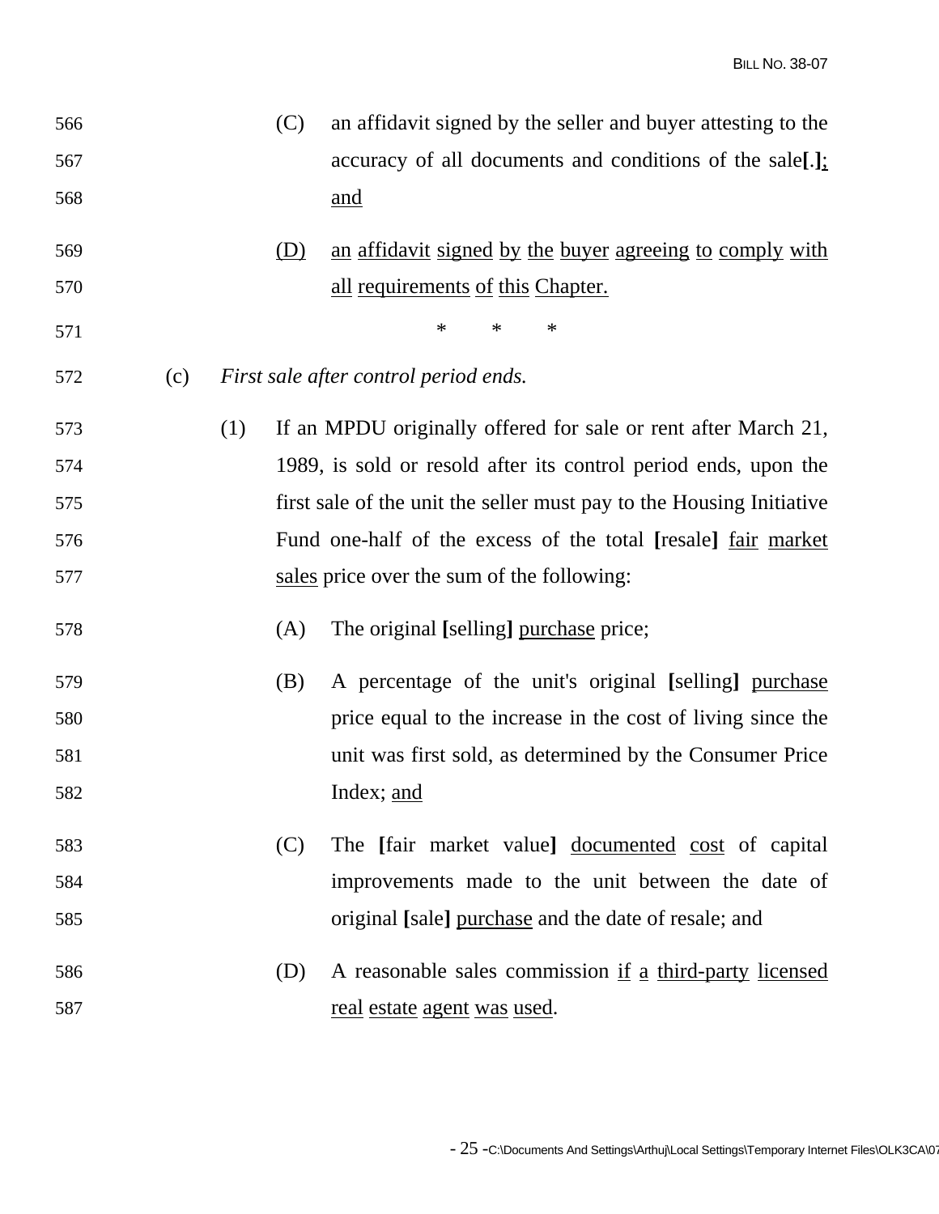(C) an affidavit signed by the seller and buyer attesting to the accuracy of all documents and conditions of the sale[.]<u>;</u> <u>and</u>

<u>(D)</u> <u>an affidavit signed by the buyer agreeing to comply with all requirements of this Chapter.</u>

\* \* \*

(c) *First sale after control period ends.*

(1) If an MPDU originally offered for sale or rent after March 21, 1989, is sold or resold after its control period ends, upon the first sale of the unit the seller must pay to the Housing Initiative Fund one-half of the excess of the total **[**resale**]** <u>fair market sales</u> price over the sum of the following:

(A) The original **[**selling**]** <u>purchase</u> price;

(B) A percentage of the unit's original **[**selling**]** <u>purchase</u> price equal to the increase in the cost of living since the unit was first sold, as determined by the Consumer Price Index; <u>and</u>

(C) The **[**fair market value**]** <u>documented cost</u> of capital improvements made to the unit between the date of original **[**sale**]** <u>purchase</u> and the date of resale; and

(D) A reasonable sales commission <u>if a third-party licensed real estate agent was used</u>.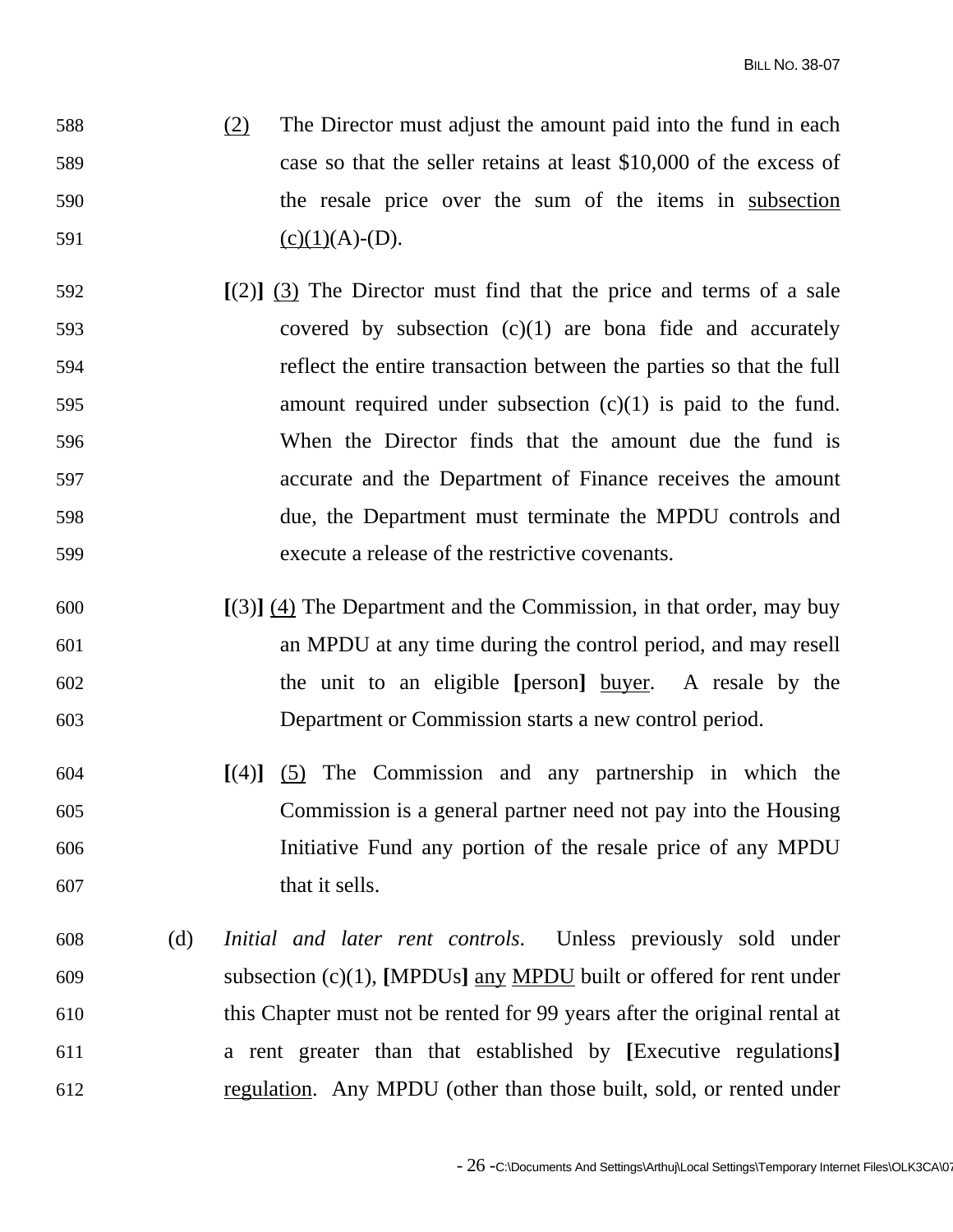(2) The Director must adjust the amount paid into the fund in each case so that the seller retains at least $10,000 of the excess of the resale price over the sum of the items in subsection (c)(1)(A)-(D).

**[**(2)**]** (3) The Director must find that the price and terms of a sale covered by subsection (c)(1) are bona fide and accurately reflect the entire transaction between the parties so that the full amount required under subsection (c)(1) is paid to the fund. When the Director finds that the amount due the fund is accurate and the Department of Finance receives the amount due, the Department must terminate the MPDU controls and execute a release of the restrictive covenants.

**[**(3)**]** (4) The Department and the Commission, in that order, may buy an MPDU at any time during the control period, and may resell the unit to an eligible **[**person**]** buyer. A resale by the Department or Commission starts a new control period.

**[**(4)**]** (5) The Commission and any partnership in which the Commission is a general partner need not pay into the Housing Initiative Fund any portion of the resale price of any MPDU that it sells.

(d) *Initial and later rent controls*. Unless previously sold under subsection (c)(1), **[**MPDUs**]** any MPDU built or offered for rent under this Chapter must not be rented for 99 years after the original rental at a rent greater than that established by **[**Executive regulations**]** regulation. Any MPDU (other than those built, sold, or rented under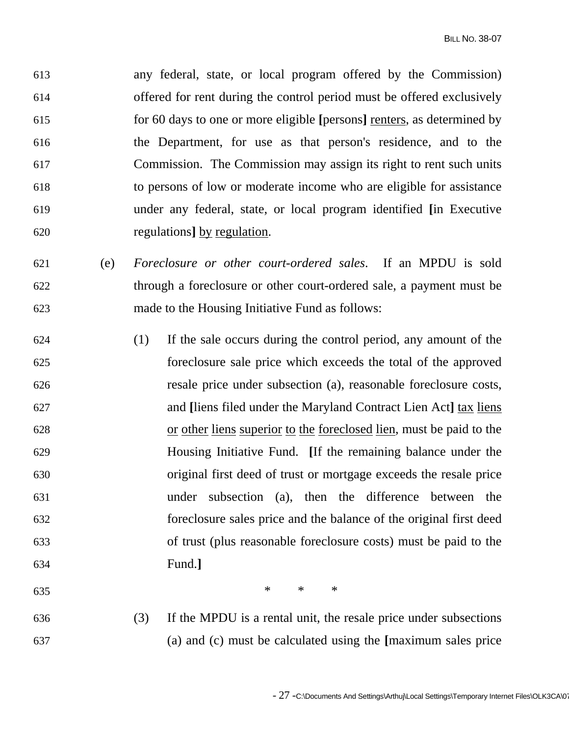any federal, state, or local program offered by the Commission) offered for rent during the control period must be offered exclusively for 60 days to one or more eligible [persons] <u>renters</u>, as determined by the Department, for use as that person's residence, and to the Commission. The Commission may assign its right to rent such units to persons of low or moderate income who are eligible for assistance under any federal, state, or local program identified [in Executive regulations] <u>by</u> <u>regulation</u>.

(e) *Foreclosure or other court-ordered sales*. If an MPDU is sold through a foreclosure or other court-ordered sale, a payment must be made to the Housing Initiative Fund as follows:

(1) If the sale occurs during the control period, any amount of the foreclosure sale price which exceeds the total of the approved resale price under subsection (a), reasonable foreclosure costs, and [liens filed under the Maryland Contract Lien Act] <u>tax</u> <u>liens</u> <u>or</u> <u>other</u> <u>liens</u> <u>superior</u> <u>to</u> <u>the</u> <u>foreclosed</u> <u>lien</u>, must be paid to the Housing Initiative Fund. [If the remaining balance under the original first deed of trust or mortgage exceeds the resale price under subsection (a), then the difference between the foreclosure sales price and the balance of the original first deed of trust (plus reasonable foreclosure costs) must be paid to the Fund.]

\* \* \*

(3) If the MPDU is a rental unit, the resale price under subsections (a) and (c) must be calculated using the [maximum sales price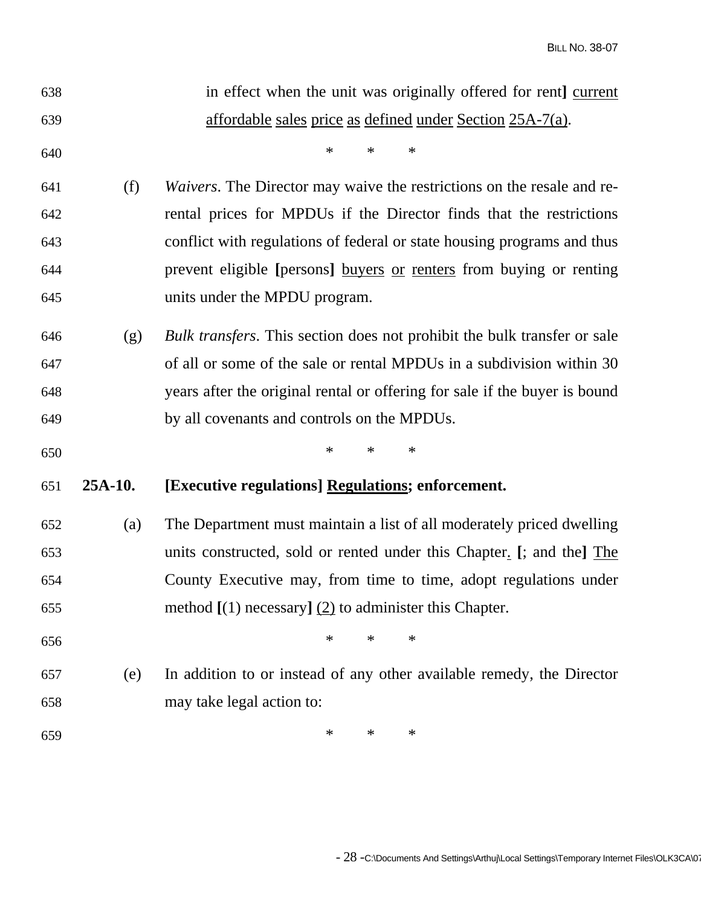in effect when the unit was originally offered for rent] current affordable sales price as defined under Section 25A-7(a).

\* \* \*

(f) *Waivers*. The Director may waive the restrictions on the resale and re-rental prices for MPDUs if the Director finds that the restrictions conflict with regulations of federal or state housing programs and thus prevent eligible [persons] buyers or renters from buying or renting units under the MPDU program.

(g) *Bulk transfers*. This section does not prohibit the bulk transfer or sale of all or some of the sale or rental MPDUs in a subdivision within 30 years after the original rental or offering for sale if the buyer is bound by all covenants and controls on the MPDUs.

\* \* \*

**25A-10. [Executive regulations] Regulations; enforcement.**

(a) The Department must maintain a list of all moderately priced dwelling units constructed, sold or rented under this Chapter. [; and the] The County Executive may, from time to time, adopt regulations under method [(1) necessary] (2) to administer this Chapter.

\* \* \*

(e) In addition to or instead of any other available remedy, the Director may take legal action to:

\* \* \*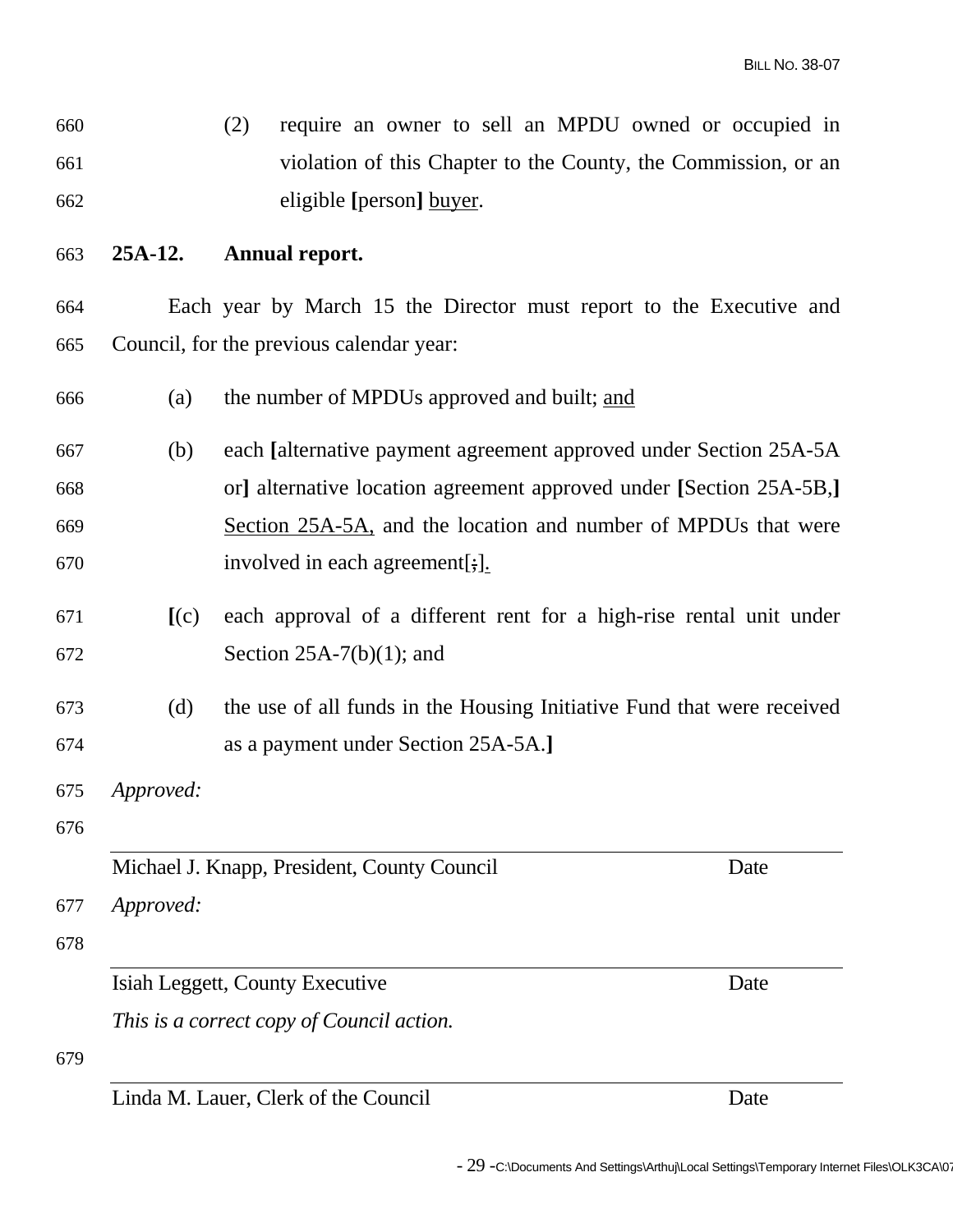660 (2) require an owner to sell an MPDU owned or occupied in
661 violation of this Chapter to the County, the Commission, or an
662 eligible **[**person**]** <u>buyer</u>.

663 **25A-12. Annual report.**

664 Each year by March 15 the Director must report to the Executive and
665 Council, for the previous calendar year:

666 (a) the number of MPDUs approved and built; <u>and</u>

667 (b) each **[**alternative payment agreement approved under Section 25A-5A
668 or**]** alternative location agreement approved under **[**Section 25A-5B,**]**
669 <u>Section 25A-5A,</u> and the location and number of MPDUs that were
670 involved in each agreement[;]<u>.</u>

671 **[**(c) each approval of a different rent for a high-rise rental unit under
672 Section 25A-7(b)(1); and

673 (d) the use of all funds in the Housing Initiative Fund that were received
674 as a payment under Section 25A-5A.**]**

675 *Approved:*

676

Michael J. Knapp, President, County Council Date

677 *Approved:*

678

Isiah Leggett, County Executive Date

*This is a correct copy of Council action.*

679

Linda M. Lauer, Clerk of the Council Date